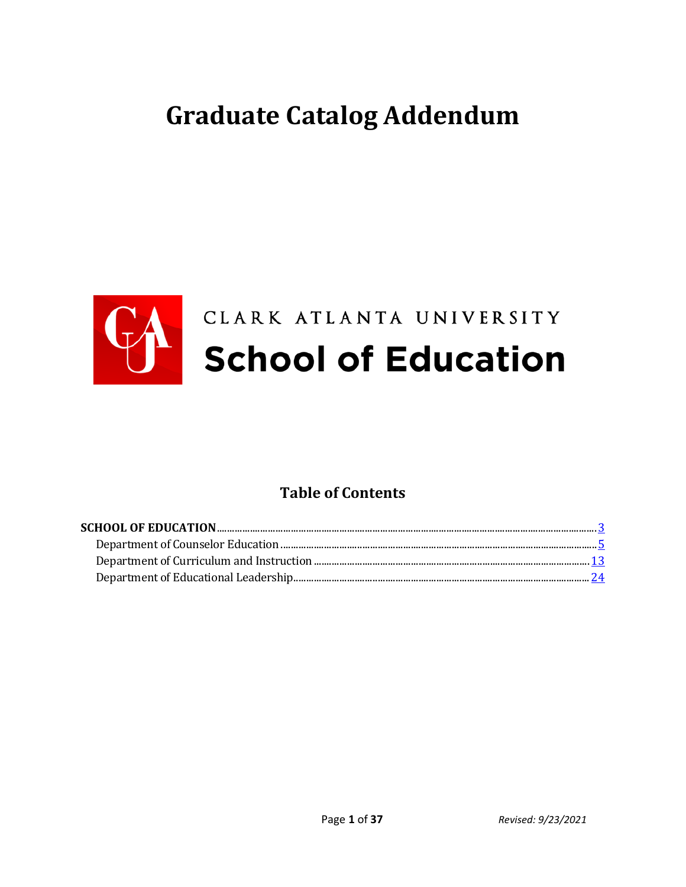# Graduate Catalog Addendum

CLARK ATLANTA UNIVERSITY

**School of Education**

## Table of Contents

**SCHOOL OF EDUCATION** ............ 3

- Department of Counselor Education ............ 5
- Department of Curriculum and Instruction ............ 13
- Department of Educational Leadership ............ 24

*Revised: 9/23/2021*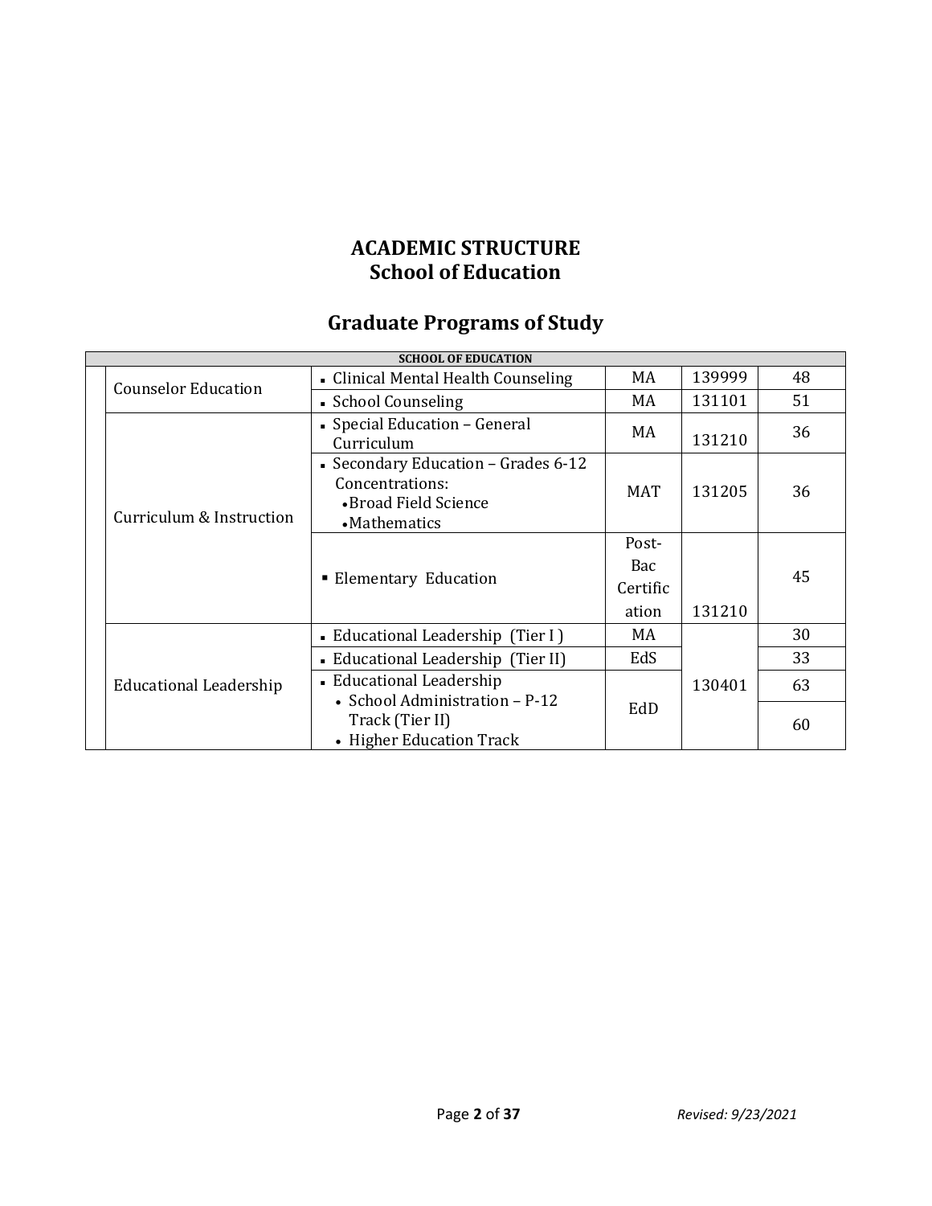# ACADEMIC STRUCTURE
# School of Education

## Graduate Programs of Study

| SCHOOL OF EDUCATION | | | | | |
|---|---|---|---|---|---|
| | Counselor Education | ▪ Clinical Mental Health Counseling | MA | 139999 | 48 |
| | | ▪ School Counseling | MA | 131101 | 51 |
| | Curriculum & Instruction | ▪ Special Education – General Curriculum | MA | 131210 | 36 |
| | | ▪ Secondary Education – Grades 6-12 Concentrations: • Broad Field Science • Mathematics | MAT | 131205 | 36 |
| | | ▪ Elementary Education | Post-Bac Certification | 131210 | 45 |
| | Educational Leadership | ▪ Educational Leadership (Tier I) | MA | 130401 | 30 |
| | | ▪ Educational Leadership (Tier II) | EdS | | 33 |
| | | ▪ Educational Leadership • School Administration – P-12 Track (Tier II) • Higher Education Track | EdD | | 63 |
| | | | | | 60 |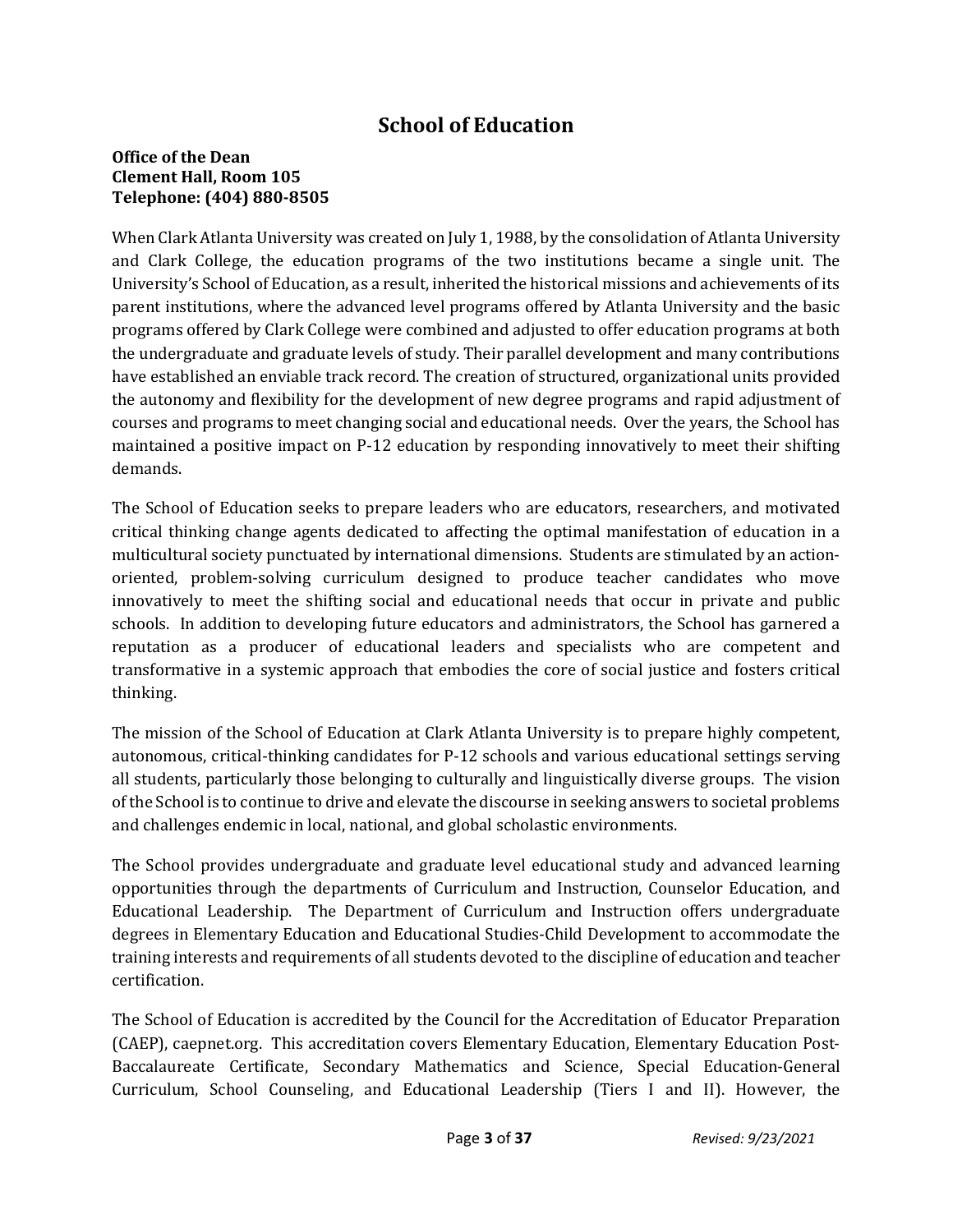# School of Education

**Office of the Dean**
**Clement Hall, Room 105**
**Telephone: (404) 880-8505**

When Clark Atlanta University was created on July 1, 1988, by the consolidation of Atlanta University and Clark College, the education programs of the two institutions became a single unit. The University's School of Education, as a result, inherited the historical missions and achievements of its parent institutions, where the advanced level programs offered by Atlanta University and the basic programs offered by Clark College were combined and adjusted to offer education programs at both the undergraduate and graduate levels of study. Their parallel development and many contributions have established an enviable track record. The creation of structured, organizational units provided the autonomy and flexibility for the development of new degree programs and rapid adjustment of courses and programs to meet changing social and educational needs. Over the years, the School has maintained a positive impact on P-12 education by responding innovatively to meet their shifting demands.

The School of Education seeks to prepare leaders who are educators, researchers, and motivated critical thinking change agents dedicated to affecting the optimal manifestation of education in a multicultural society punctuated by international dimensions. Students are stimulated by an action-oriented, problem-solving curriculum designed to produce teacher candidates who move innovatively to meet the shifting social and educational needs that occur in private and public schools. In addition to developing future educators and administrators, the School has garnered a reputation as a producer of educational leaders and specialists who are competent and transformative in a systemic approach that embodies the core of social justice and fosters critical thinking.

The mission of the School of Education at Clark Atlanta University is to prepare highly competent, autonomous, critical-thinking candidates for P-12 schools and various educational settings serving all students, particularly those belonging to culturally and linguistically diverse groups. The vision of the School is to continue to drive and elevate the discourse in seeking answers to societal problems and challenges endemic in local, national, and global scholastic environments.

The School provides undergraduate and graduate level educational study and advanced learning opportunities through the departments of Curriculum and Instruction, Counselor Education, and Educational Leadership. The Department of Curriculum and Instruction offers undergraduate degrees in Elementary Education and Educational Studies-Child Development to accommodate the training interests and requirements of all students devoted to the discipline of education and teacher certification.

The School of Education is accredited by the Council for the Accreditation of Educator Preparation (CAEP), caepnet.org. This accreditation covers Elementary Education, Elementary Education Post-Baccalaureate Certificate, Secondary Mathematics and Science, Special Education-General Curriculum, School Counseling, and Educational Leadership (Tiers I and II). However, the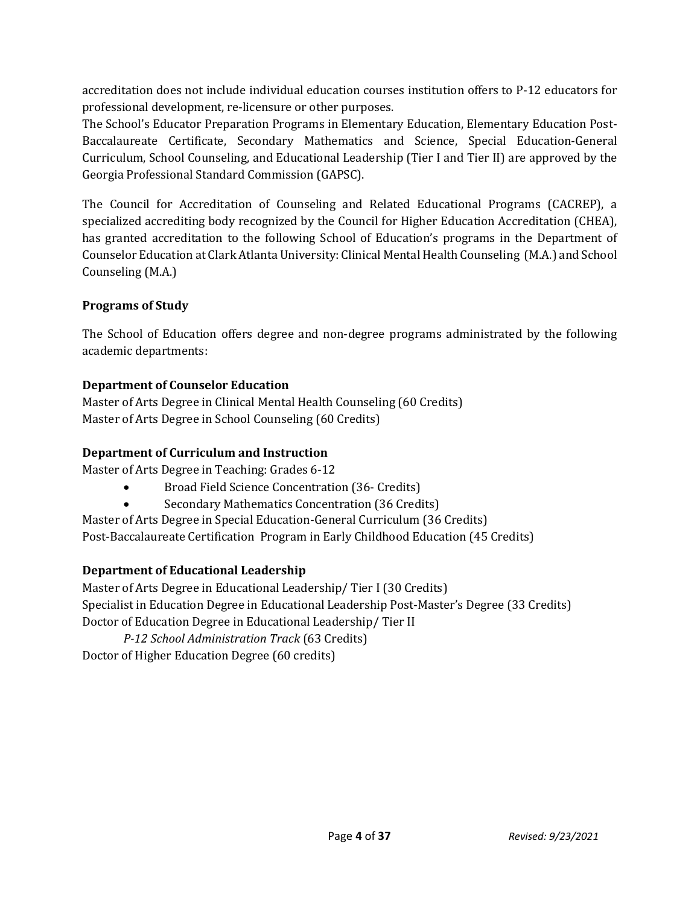accreditation does not include individual education courses institution offers to P-12 educators for professional development, re-licensure or other purposes.
The School's Educator Preparation Programs in Elementary Education, Elementary Education Post-Baccalaureate Certificate, Secondary Mathematics and Science, Special Education-General Curriculum, School Counseling, and Educational Leadership (Tier I and Tier II) are approved by the Georgia Professional Standard Commission (GAPSC).

The Council for Accreditation of Counseling and Related Educational Programs (CACREP), a specialized accrediting body recognized by the Council for Higher Education Accreditation (CHEA), has granted accreditation to the following School of Education's programs in the Department of Counselor Education at Clark Atlanta University: Clinical Mental Health Counseling (M.A.) and School Counseling (M.A.)

### Programs of Study

The School of Education offers degree and non-degree programs administrated by the following academic departments:

#### Department of Counselor Education

Master of Arts Degree in Clinical Mental Health Counseling (60 Credits)
Master of Arts Degree in School Counseling (60 Credits)

#### Department of Curriculum and Instruction

Master of Arts Degree in Teaching: Grades 6-12

- Broad Field Science Concentration (36- Credits)
- Secondary Mathematics Concentration (36 Credits)

Master of Arts Degree in Special Education-General Curriculum (36 Credits)
Post-Baccalaureate Certification Program in Early Childhood Education (45 Credits)

#### Department of Educational Leadership

Master of Arts Degree in Educational Leadership/ Tier I (30 Credits)
Specialist in Education Degree in Educational Leadership Post-Master's Degree (33 Credits)
Doctor of Education Degree in Educational Leadership/ Tier II
*P-12 School Administration Track* (63 Credits)
Doctor of Higher Education Degree (60 credits)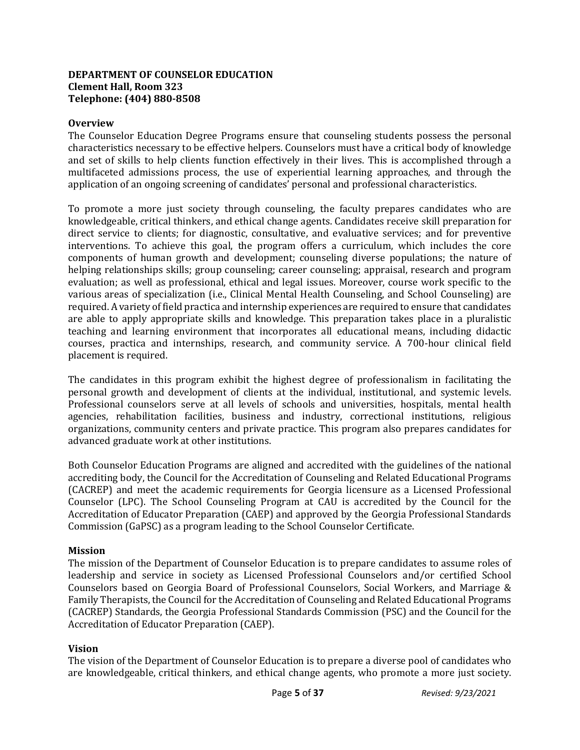**DEPARTMENT OF COUNSELOR EDUCATION**
**Clement Hall, Room 323**
**Telephone: (404) 880-8508**

**Overview**

The Counselor Education Degree Programs ensure that counseling students possess the personal characteristics necessary to be effective helpers. Counselors must have a critical body of knowledge and set of skills to help clients function effectively in their lives. This is accomplished through a multifaceted admissions process, the use of experiential learning approaches, and through the application of an ongoing screening of candidates' personal and professional characteristics.

To promote a more just society through counseling, the faculty prepares candidates who are knowledgeable, critical thinkers, and ethical change agents. Candidates receive skill preparation for direct service to clients; for diagnostic, consultative, and evaluative services; and for preventive interventions. To achieve this goal, the program offers a curriculum, which includes the core components of human growth and development; counseling diverse populations; the nature of helping relationships skills; group counseling; career counseling; appraisal, research and program evaluation; as well as professional, ethical and legal issues. Moreover, course work specific to the various areas of specialization (i.e., Clinical Mental Health Counseling, and School Counseling) are required. A variety of field practica and internship experiences are required to ensure that candidates are able to apply appropriate skills and knowledge. This preparation takes place in a pluralistic teaching and learning environment that incorporates all educational means, including didactic courses, practica and internships, research, and community service. A 700-hour clinical field placement is required.

The candidates in this program exhibit the highest degree of professionalism in facilitating the personal growth and development of clients at the individual, institutional, and systemic levels. Professional counselors serve at all levels of schools and universities, hospitals, mental health agencies, rehabilitation facilities, business and industry, correctional institutions, religious organizations, community centers and private practice. This program also prepares candidates for advanced graduate work at other institutions.

Both Counselor Education Programs are aligned and accredited with the guidelines of the national accrediting body, the Council for the Accreditation of Counseling and Related Educational Programs (CACREP) and meet the academic requirements for Georgia licensure as a Licensed Professional Counselor (LPC). The School Counseling Program at CAU is accredited by the Council for the Accreditation of Educator Preparation (CAEP) and approved by the Georgia Professional Standards Commission (GaPSC) as a program leading to the School Counselor Certificate.

**Mission**

The mission of the Department of Counselor Education is to prepare candidates to assume roles of leadership and service in society as Licensed Professional Counselors and/or certified School Counselors based on Georgia Board of Professional Counselors, Social Workers, and Marriage & Family Therapists, the Council for the Accreditation of Counseling and Related Educational Programs (CACREP) Standards, the Georgia Professional Standards Commission (PSC) and the Council for the Accreditation of Educator Preparation (CAEP).

**Vision**

The vision of the Department of Counselor Education is to prepare a diverse pool of candidates who are knowledgeable, critical thinkers, and ethical change agents, who promote a more just society.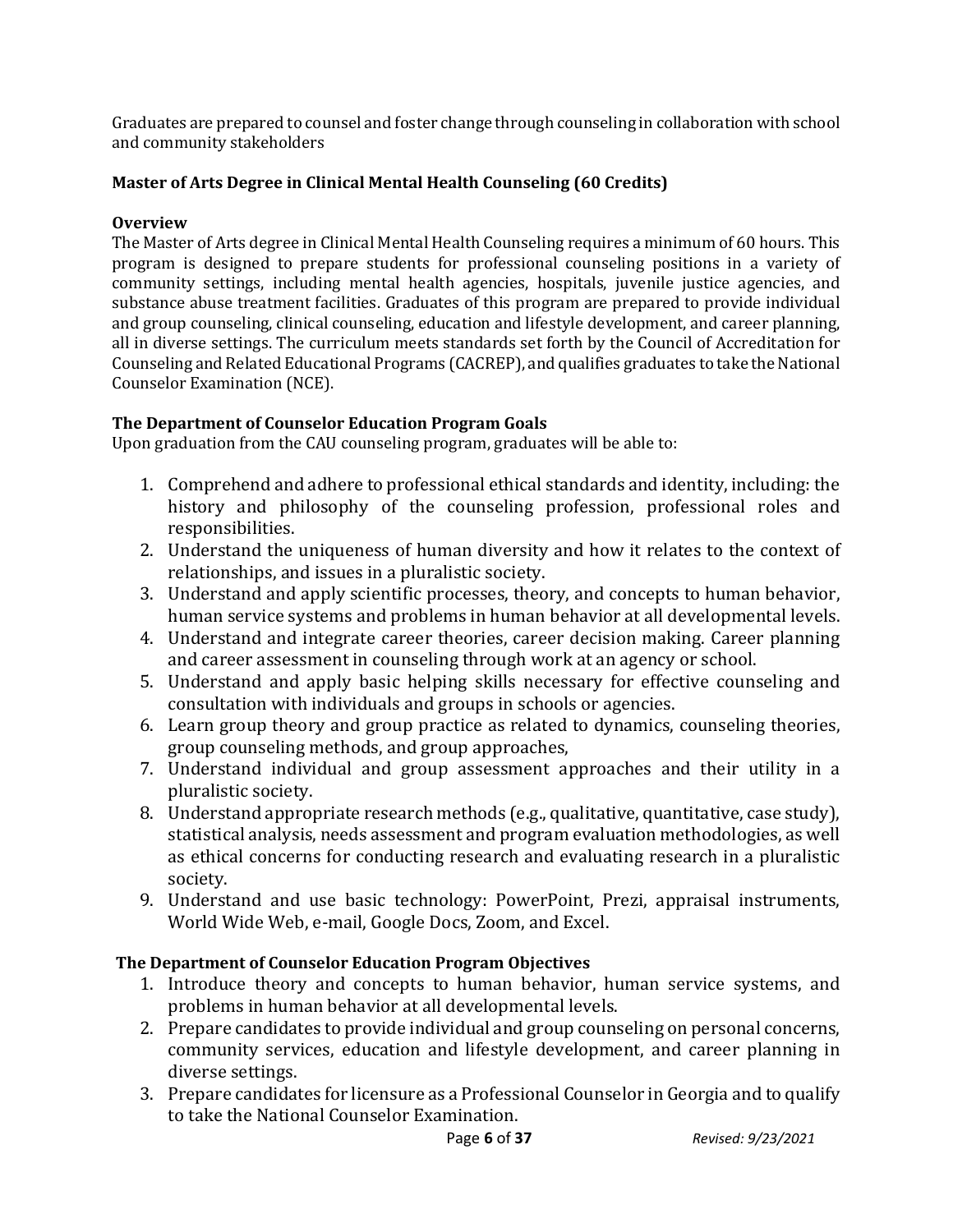Graduates are prepared to counsel and foster change through counseling in collaboration with school and community stakeholders

**Master of Arts Degree in Clinical Mental Health Counseling (60 Credits)**

**Overview**

The Master of Arts degree in Clinical Mental Health Counseling requires a minimum of 60 hours. This program is designed to prepare students for professional counseling positions in a variety of community settings, including mental health agencies, hospitals, juvenile justice agencies, and substance abuse treatment facilities. Graduates of this program are prepared to provide individual and group counseling, clinical counseling, education and lifestyle development, and career planning, all in diverse settings. The curriculum meets standards set forth by the Council of Accreditation for Counseling and Related Educational Programs (CACREP), and qualifies graduates to take the National Counselor Examination (NCE).

**The Department of Counselor Education Program Goals**

Upon graduation from the CAU counseling program, graduates will be able to:

1. Comprehend and adhere to professional ethical standards and identity, including: the history and philosophy of the counseling profession, professional roles and responsibilities.
2. Understand the uniqueness of human diversity and how it relates to the context of relationships, and issues in a pluralistic society.
3. Understand and apply scientific processes, theory, and concepts to human behavior, human service systems and problems in human behavior at all developmental levels.
4. Understand and integrate career theories, career decision making. Career planning and career assessment in counseling through work at an agency or school.
5. Understand and apply basic helping skills necessary for effective counseling and consultation with individuals and groups in schools or agencies.
6. Learn group theory and group practice as related to dynamics, counseling theories, group counseling methods, and group approaches,
7. Understand individual and group assessment approaches and their utility in a pluralistic society.
8. Understand appropriate research methods (e.g., qualitative, quantitative, case study), statistical analysis, needs assessment and program evaluation methodologies, as well as ethical concerns for conducting research and evaluating research in a pluralistic society.
9. Understand and use basic technology: PowerPoint, Prezi, appraisal instruments, World Wide Web, e-mail, Google Docs, Zoom, and Excel.

**The Department of Counselor Education Program Objectives**

1. Introduce theory and concepts to human behavior, human service systems, and problems in human behavior at all developmental levels.
2. Prepare candidates to provide individual and group counseling on personal concerns, community services, education and lifestyle development, and career planning in diverse settings.
3. Prepare candidates for licensure as a Professional Counselor in Georgia and to qualify to take the National Counselor Examination.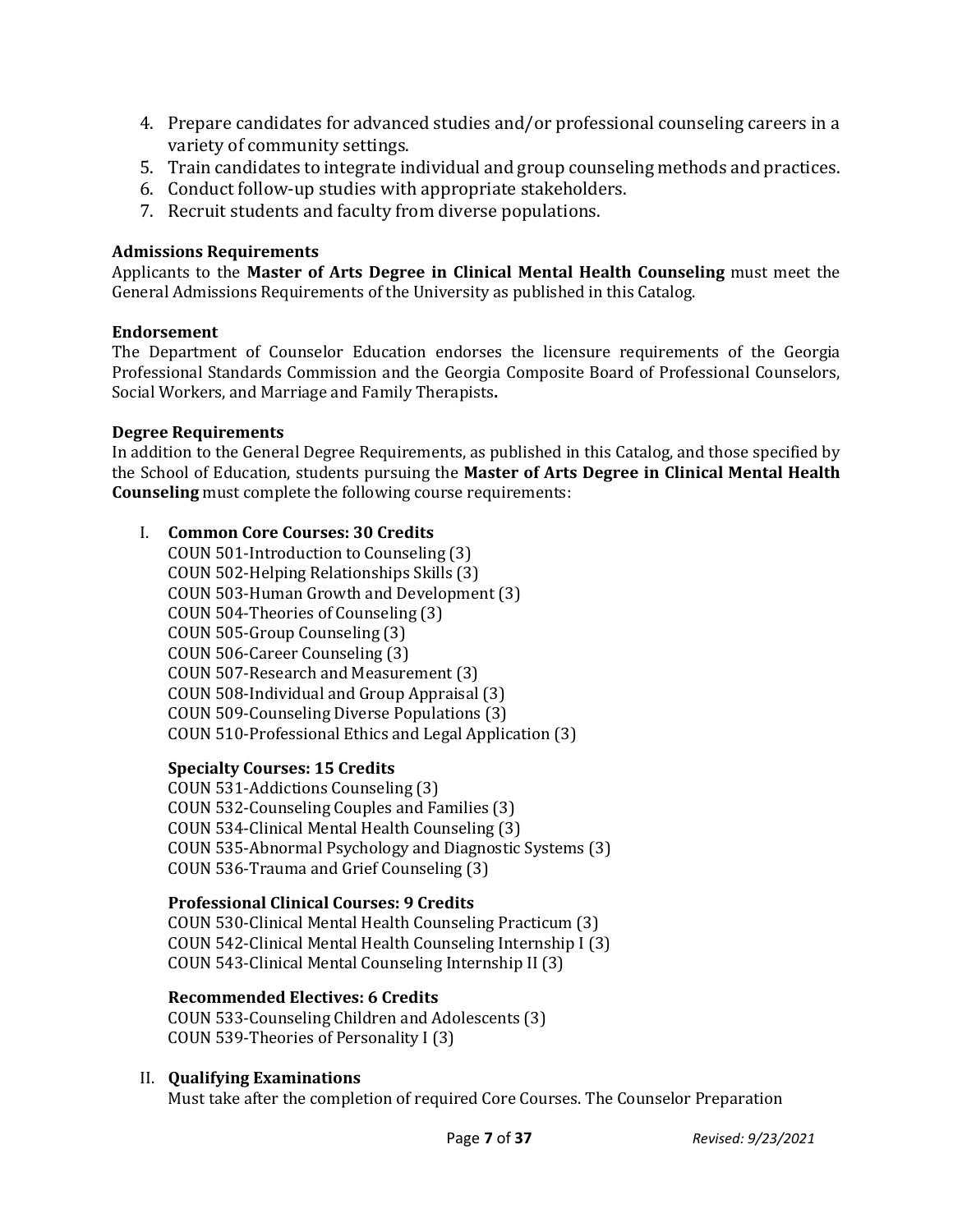4. Prepare candidates for advanced studies and/or professional counseling careers in a variety of community settings.
5. Train candidates to integrate individual and group counseling methods and practices.
6. Conduct follow-up studies with appropriate stakeholders.
7. Recruit students and faculty from diverse populations.

**Admissions Requirements**

Applicants to the **Master of Arts Degree in Clinical Mental Health Counseling** must meet the General Admissions Requirements of the University as published in this Catalog.

**Endorsement**

The Department of Counselor Education endorses the licensure requirements of the Georgia Professional Standards Commission and the Georgia Composite Board of Professional Counselors, Social Workers, and Marriage and Family Therapists**.**

**Degree Requirements**

In addition to the General Degree Requirements, as published in this Catalog, and those specified by the School of Education, students pursuing the **Master of Arts Degree in Clinical Mental Health Counseling** must complete the following course requirements:

I. **Common Core Courses: 30 Credits**

COUN 501-Introduction to Counseling (3)
COUN 502-Helping Relationships Skills (3)
COUN 503-Human Growth and Development (3)
COUN 504-Theories of Counseling (3)
COUN 505-Group Counseling (3)
COUN 506-Career Counseling (3)
COUN 507-Research and Measurement (3)
COUN 508-Individual and Group Appraisal (3)
COUN 509-Counseling Diverse Populations (3)
COUN 510-Professional Ethics and Legal Application (3)

**Specialty Courses: 15 Credits**

COUN 531-Addictions Counseling (3)
COUN 532-Counseling Couples and Families (3)
COUN 534-Clinical Mental Health Counseling (3)
COUN 535-Abnormal Psychology and Diagnostic Systems (3)
COUN 536-Trauma and Grief Counseling (3)

**Professional Clinical Courses: 9 Credits**

COUN 530-Clinical Mental Health Counseling Practicum (3)
COUN 542-Clinical Mental Health Counseling Internship I (3)
COUN 543-Clinical Mental Counseling Internship II (3)

**Recommended Electives: 6 Credits**

COUN 533-Counseling Children and Adolescents (3)
COUN 539-Theories of Personality I (3)

II. **Qualifying Examinations**

Must take after the completion of required Core Courses. The Counselor Preparation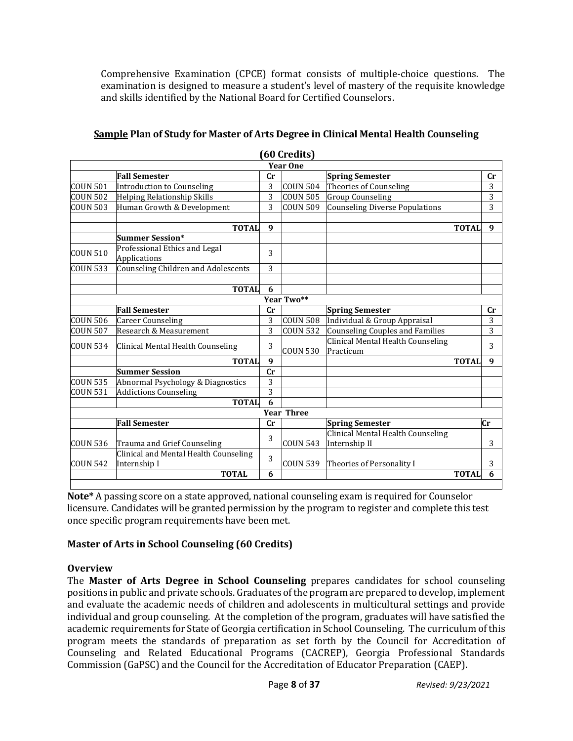Comprehensive Examination (CPCE) format consists of multiple-choice questions. The examination is designed to measure a student's level of mastery of the requisite knowledge and skills identified by the National Board for Certified Counselors.

### <u>Sample</u> Plan of Study for Master of Arts Degree in Clinical Mental Health Counseling

**(60 Credits)**

| | | | | | |
|---|---|---|---|---|---|
| | | **Year One** | | | |
| | **Fall Semester** | **Cr** | | **Spring Semester** | **Cr** |
| COUN 501 | Introduction to Counseling | 3 | COUN 504 | Theories of Counseling | 3 |
| COUN 502 | Helping Relationship Skills | 3 | COUN 505 | Group Counseling | 3 |
| COUN 503 | Human Growth & Development | 3 | COUN 509 | Counseling Diverse Populations | 3 |
| | | | | | |
| | **TOTAL** | **9** | | **TOTAL** | **9** |
| | **Summer Session*** | | | | |
| COUN 510 | Professional Ethics and Legal Applications | 3 | | | |
| COUN 533 | Counseling Children and Adolescents | 3 | | | |
| | | | | | |
| | **TOTAL** | **6** | | | |
| | | **Year Two**** | | | |
| | **Fall Semester** | **Cr** | | **Spring Semester** | **Cr** |
| COUN 506 | Career Counseling | 3 | COUN 508 | Individual & Group Appraisal | 3 |
| COUN 507 | Research & Measurement | 3 | COUN 532 | Counseling Couples and Families | 3 |
| COUN 534 | Clinical Mental Health Counseling | 3 | COUN 530 | Clinical Mental Health Counseling Practicum | 3 |
| | **TOTAL** | **9** | | **TOTAL** | **9** |
| | **Summer Session** | **Cr** | | | |
| COUN 535 | Abnormal Psychology & Diagnostics | 3 | | | |
| COUN 531 | Addictions Counseling | 3 | | | |
| | **TOTAL** | **6** | | | |
| | | **Year Three** | | | |
| | **Fall Semester** | **Cr** | | **Spring Semester** | **Cr** |
| COUN 536 | Trauma and Grief Counseling | 3 | COUN 543 | Clinical Mental Health Counseling Internship II | 3 |
| COUN 542 | Clinical and Mental Health Counseling Internship I | 3 | COUN 539 | Theories of Personality I | 3 |
| | **TOTAL** | **6** | | **TOTAL** | **6** |

**Note*** A passing score on a state approved, national counseling exam is required for Counselor licensure. Candidates will be granted permission by the program to register and complete this test once specific program requirements have been met.

### Master of Arts in School Counseling (60 Credits)

### Overview

The **Master of Arts Degree in School Counseling** prepares candidates for school counseling positions in public and private schools. Graduates of the program are prepared to develop, implement and evaluate the academic needs of children and adolescents in multicultural settings and provide individual and group counseling. At the completion of the program, graduates will have satisfied the academic requirements for State of Georgia certification in School Counseling. The curriculum of this program meets the standards of preparation as set forth by the Council for Accreditation of Counseling and Related Educational Programs (CACREP), Georgia Professional Standards Commission (GaPSC) and the Council for the Accreditation of Educator Preparation (CAEP).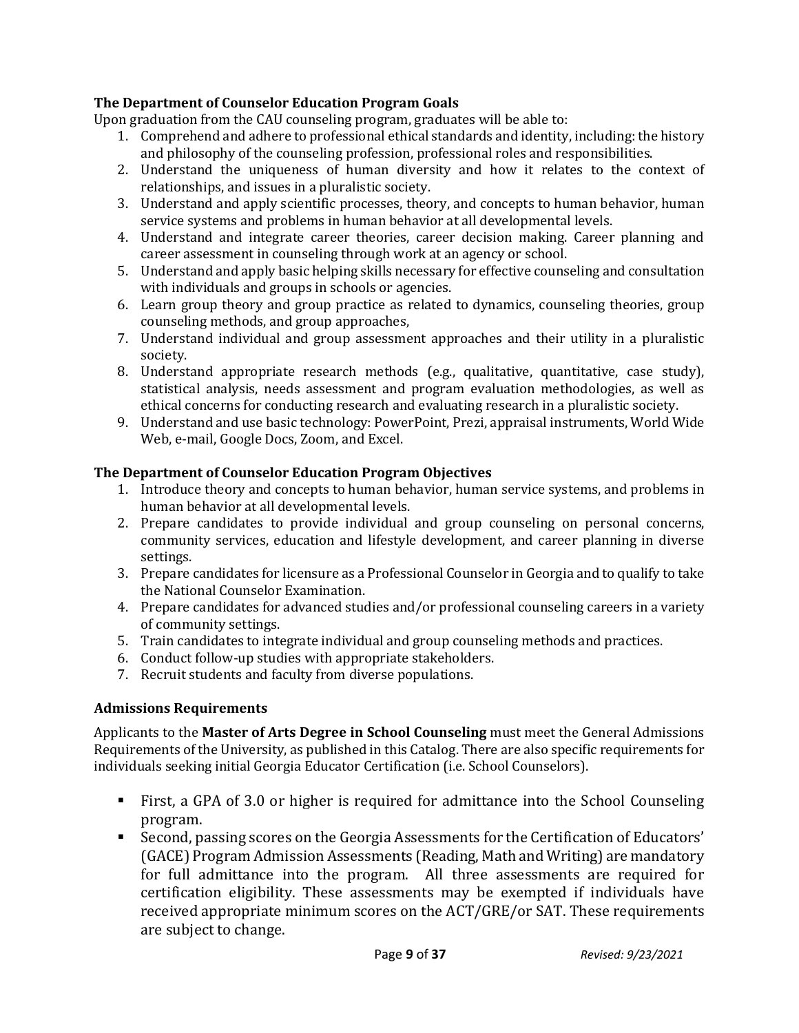### The Department of Counselor Education Program Goals

Upon graduation from the CAU counseling program, graduates will be able to:

1. Comprehend and adhere to professional ethical standards and identity, including: the history and philosophy of the counseling profession, professional roles and responsibilities.
2. Understand the uniqueness of human diversity and how it relates to the context of relationships, and issues in a pluralistic society.
3. Understand and apply scientific processes, theory, and concepts to human behavior, human service systems and problems in human behavior at all developmental levels.
4. Understand and integrate career theories, career decision making. Career planning and career assessment in counseling through work at an agency or school.
5. Understand and apply basic helping skills necessary for effective counseling and consultation with individuals and groups in schools or agencies.
6. Learn group theory and group practice as related to dynamics, counseling theories, group counseling methods, and group approaches,
7. Understand individual and group assessment approaches and their utility in a pluralistic society.
8. Understand appropriate research methods (e.g., qualitative, quantitative, case study), statistical analysis, needs assessment and program evaluation methodologies, as well as ethical concerns for conducting research and evaluating research in a pluralistic society.
9. Understand and use basic technology: PowerPoint, Prezi, appraisal instruments, World Wide Web, e-mail, Google Docs, Zoom, and Excel.

### The Department of Counselor Education Program Objectives

1. Introduce theory and concepts to human behavior, human service systems, and problems in human behavior at all developmental levels.
2. Prepare candidates to provide individual and group counseling on personal concerns, community services, education and lifestyle development, and career planning in diverse settings.
3. Prepare candidates for licensure as a Professional Counselor in Georgia and to qualify to take the National Counselor Examination.
4. Prepare candidates for advanced studies and/or professional counseling careers in a variety of community settings.
5. Train candidates to integrate individual and group counseling methods and practices.
6. Conduct follow-up studies with appropriate stakeholders.
7. Recruit students and faculty from diverse populations.

### Admissions Requirements

Applicants to the **Master of Arts Degree in School Counseling** must meet the General Admissions Requirements of the University, as published in this Catalog. There are also specific requirements for individuals seeking initial Georgia Educator Certification (i.e. School Counselors).

- First, a GPA of 3.0 or higher is required for admittance into the School Counseling program.
- Second, passing scores on the Georgia Assessments for the Certification of Educators' (GACE) Program Admission Assessments (Reading, Math and Writing) are mandatory for full admittance into the program. All three assessments are required for certification eligibility. These assessments may be exempted if individuals have received appropriate minimum scores on the ACT/GRE/or SAT. These requirements are subject to change.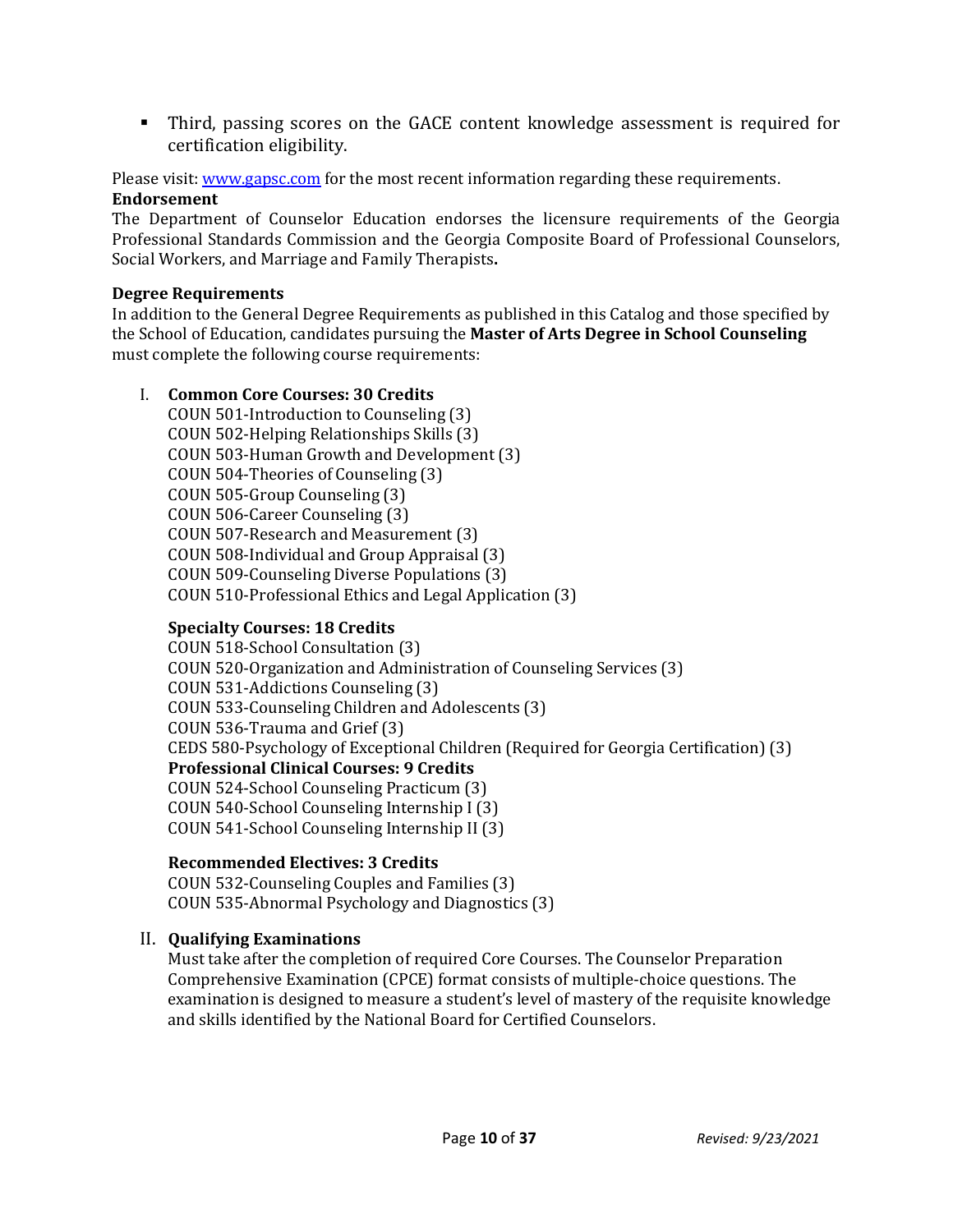- Third, passing scores on the GACE content knowledge assessment is required for certification eligibility.

Please visit: [www.gapsc.com](http://www.gapsc.com) for the most recent information regarding these requirements.

**Endorsement**

The Department of Counselor Education endorses the licensure requirements of the Georgia Professional Standards Commission and the Georgia Composite Board of Professional Counselors, Social Workers, and Marriage and Family Therapists**.**

**Degree Requirements**

In addition to the General Degree Requirements as published in this Catalog and those specified by the School of Education, candidates pursuing the **Master of Arts Degree in School Counseling** must complete the following course requirements:

I. **Common Core Courses: 30 Credits**

COUN 501-Introduction to Counseling (3)
COUN 502-Helping Relationships Skills (3)
COUN 503-Human Growth and Development (3)
COUN 504-Theories of Counseling (3)
COUN 505-Group Counseling (3)
COUN 506-Career Counseling (3)
COUN 507-Research and Measurement (3)
COUN 508-Individual and Group Appraisal (3)
COUN 509-Counseling Diverse Populations (3)
COUN 510-Professional Ethics and Legal Application (3)

**Specialty Courses: 18 Credits**

COUN 518-School Consultation (3)
COUN 520-Organization and Administration of Counseling Services (3)
COUN 531-Addictions Counseling (3)
COUN 533-Counseling Children and Adolescents (3)
COUN 536-Trauma and Grief (3)
CEDS 580-Psychology of Exceptional Children (Required for Georgia Certification) (3)

**Professional Clinical Courses: 9 Credits**

COUN 524-School Counseling Practicum (3)
COUN 540-School Counseling Internship I (3)
COUN 541-School Counseling Internship II (3)

**Recommended Electives: 3 Credits**

COUN 532-Counseling Couples and Families (3)
COUN 535-Abnormal Psychology and Diagnostics (3)

II. **Qualifying Examinations**

Must take after the completion of required Core Courses. The Counselor Preparation Comprehensive Examination (CPCE) format consists of multiple-choice questions. The examination is designed to measure a student's level of mastery of the requisite knowledge and skills identified by the National Board for Certified Counselors.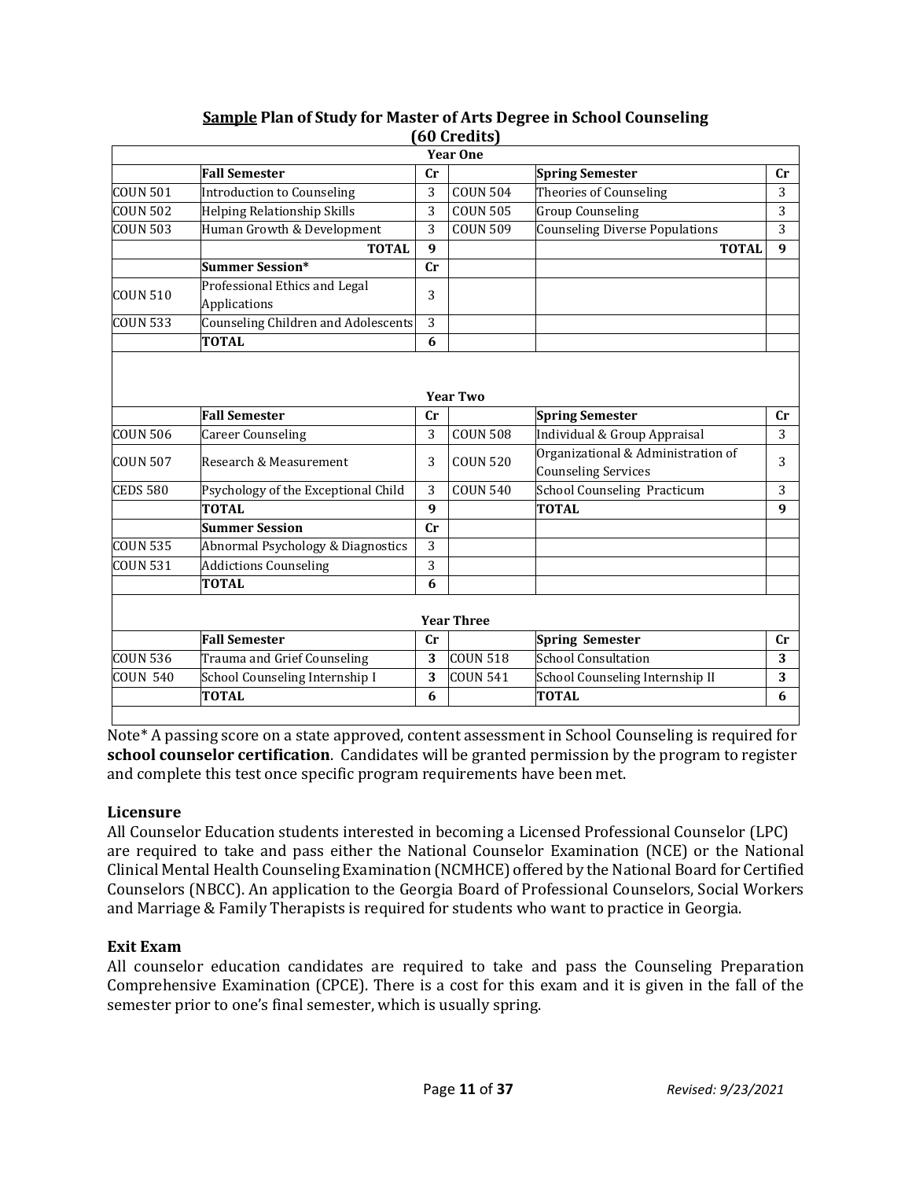**<u>Sample</u> Plan of Study for Master of Arts Degree in School Counseling (60 Credits)**

| **Year One** | | | | | |
|---|---|---|---|---|---|
| | **Fall Semester** | **Cr** | | **Spring Semester** | **Cr** |
| COUN 501 | Introduction to Counseling | 3 | COUN 504 | Theories of Counseling | 3 |
| COUN 502 | Helping Relationship Skills | 3 | COUN 505 | Group Counseling | 3 |
| COUN 503 | Human Growth & Development | 3 | COUN 509 | Counseling Diverse Populations | 3 |
| | **TOTAL** | **9** | | **TOTAL** | **9** |
| | **Summer Session*** | **Cr** | | | |
| COUN 510 | Professional Ethics and Legal Applications | 3 | | | |
| COUN 533 | Counseling Children and Adolescents | 3 | | | |
| | **TOTAL** | **6** | | | |
| **Year Two** | | | | | |
| | **Fall Semester** | **Cr** | | **Spring Semester** | **Cr** |
| COUN 506 | Career Counseling | 3 | COUN 508 | Individual & Group Appraisal | 3 |
| COUN 507 | Research & Measurement | 3 | COUN 520 | Organizational & Administration of Counseling Services | 3 |
| CEDS 580 | Psychology of the Exceptional Child | 3 | COUN 540 | School Counseling Practicum | 3 |
| | **TOTAL** | **9** | | **TOTAL** | **9** |
| | **Summer Session** | **Cr** | | | |
| COUN 535 | Abnormal Psychology & Diagnostics | 3 | | | |
| COUN 531 | Addictions Counseling | 3 | | | |
| | **TOTAL** | **6** | | | |
| **Year Three** | | | | | |
| | **Fall Semester** | **Cr** | | **Spring Semester** | **Cr** |
| COUN 536 | Trauma and Grief Counseling | **3** | COUN 518 | School Consultation | **3** |
| COUN 540 | School Counseling Internship I | **3** | COUN 541 | School Counseling Internship II | **3** |
| | **TOTAL** | **6** | | **TOTAL** | **6** |

Note* A passing score on a state approved, content assessment in School Counseling is required for **school counselor certification**. Candidates will be granted permission by the program to register and complete this test once specific program requirements have been met.

### Licensure

All Counselor Education students interested in becoming a Licensed Professional Counselor (LPC) are required to take and pass either the National Counselor Examination (NCE) or the National Clinical Mental Health Counseling Examination (NCMHCE) offered by the National Board for Certified Counselors (NBCC). An application to the Georgia Board of Professional Counselors, Social Workers and Marriage & Family Therapists is required for students who want to practice in Georgia.

### Exit Exam

All counselor education candidates are required to take and pass the Counseling Preparation Comprehensive Examination (CPCE). There is a cost for this exam and it is given in the fall of the semester prior to one's final semester, which is usually spring.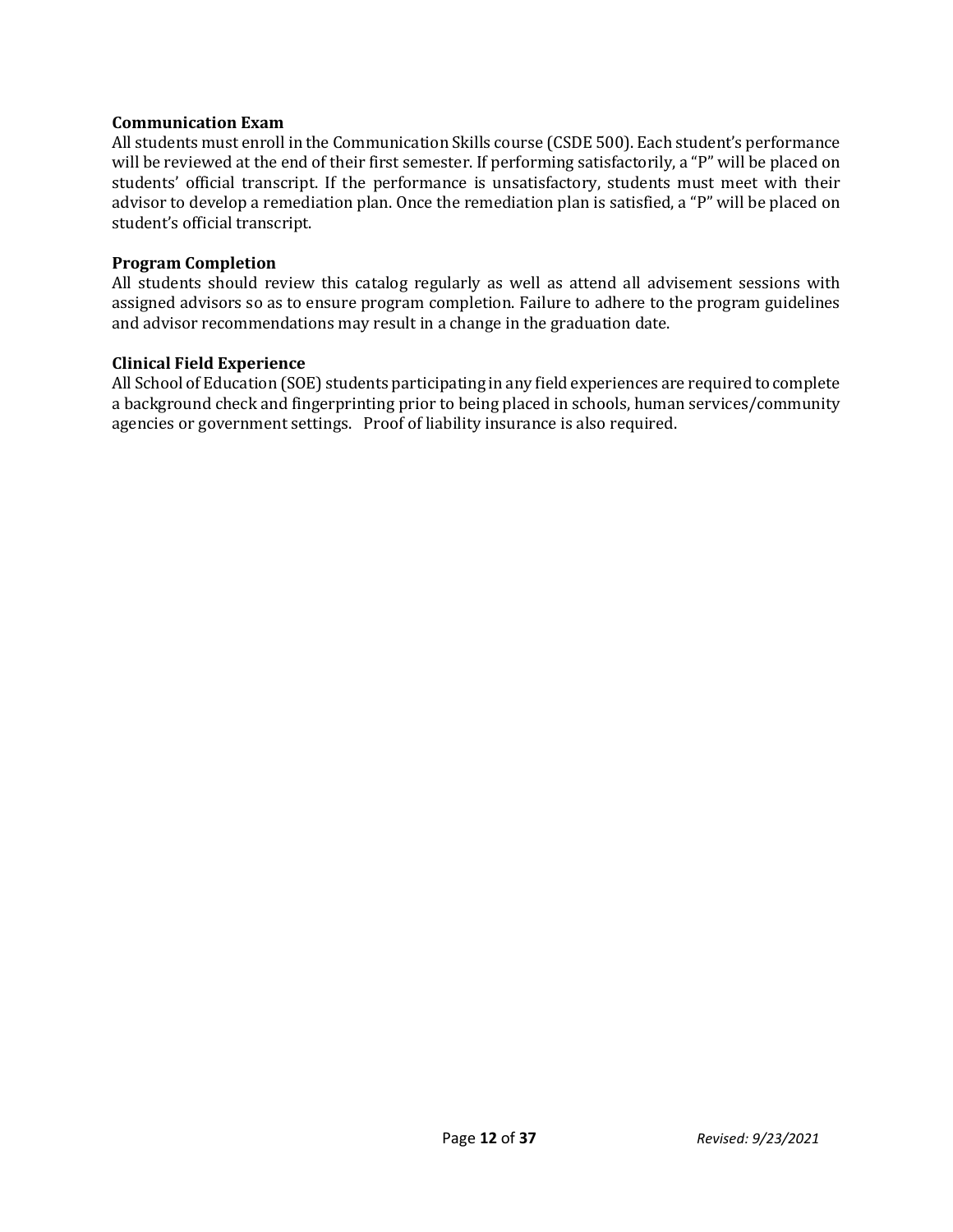**Communication Exam**

All students must enroll in the Communication Skills course (CSDE 500). Each student's performance will be reviewed at the end of their first semester. If performing satisfactorily, a "P" will be placed on students' official transcript. If the performance is unsatisfactory, students must meet with their advisor to develop a remediation plan. Once the remediation plan is satisfied, a "P" will be placed on student's official transcript.

**Program Completion**

All students should review this catalog regularly as well as attend all advisement sessions with assigned advisors so as to ensure program completion. Failure to adhere to the program guidelines and advisor recommendations may result in a change in the graduation date.

**Clinical Field Experience**

All School of Education (SOE) students participating in any field experiences are required to complete a background check and fingerprinting prior to being placed in schools, human services/community agencies or government settings. Proof of liability insurance is also required.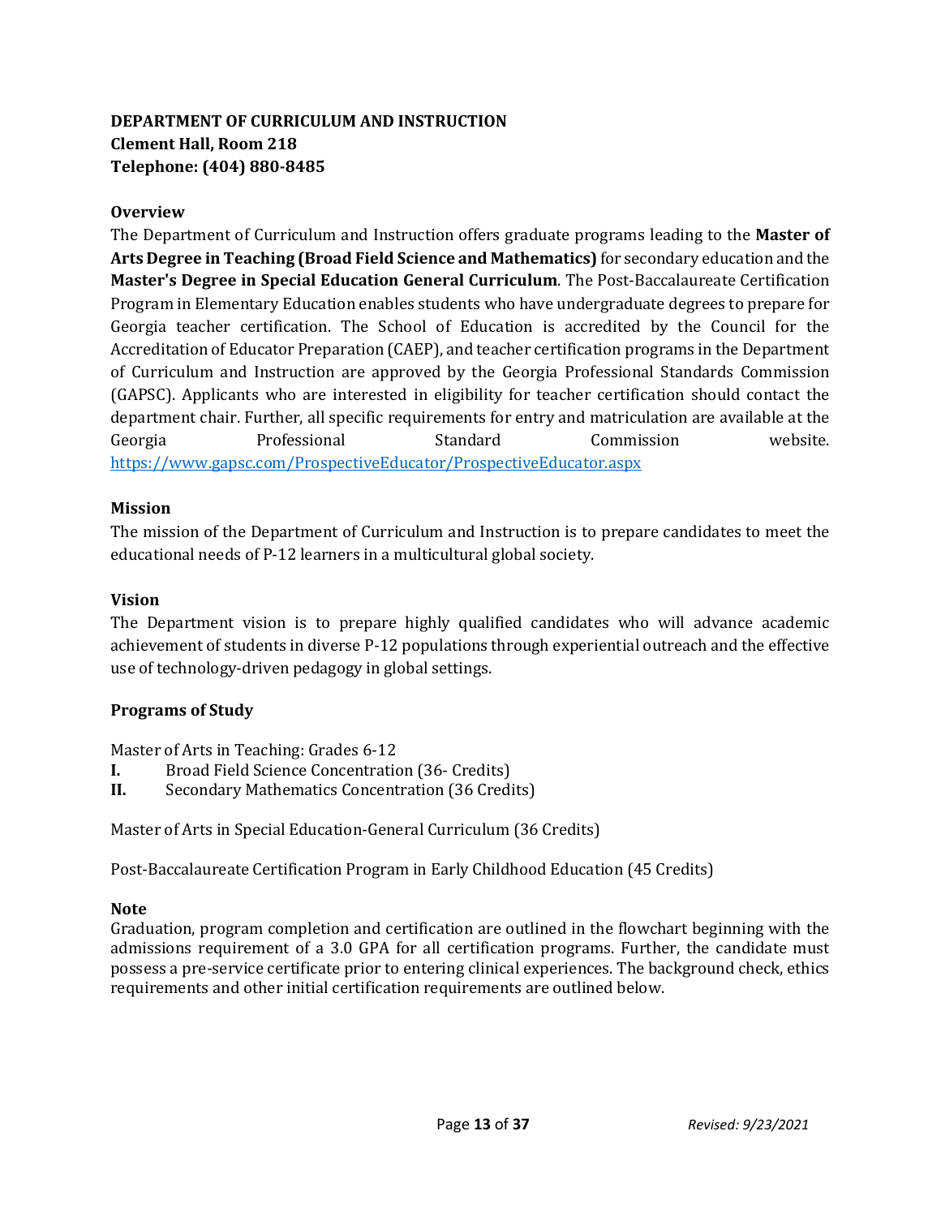## DEPARTMENT OF CURRICULUM AND INSTRUCTION

**Clement Hall, Room 218**
**Telephone: (404) 880-8485**

### Overview

The Department of Curriculum and Instruction offers graduate programs leading to the **Master of Arts Degree in Teaching (Broad Field Science and Mathematics)** for secondary education and the **Master's Degree in Special Education General Curriculum**. The Post-Baccalaureate Certification Program in Elementary Education enables students who have undergraduate degrees to prepare for Georgia teacher certification. The School of Education is accredited by the Council for the Accreditation of Educator Preparation (CAEP), and teacher certification programs in the Department of Curriculum and Instruction are approved by the Georgia Professional Standards Commission (GAPSC). Applicants who are interested in eligibility for teacher certification should contact the department chair. Further, all specific requirements for entry and matriculation are available at the Georgia Professional Standard Commission website. https://www.gapsc.com/ProspectiveEducator/ProspectiveEducator.aspx

### Mission

The mission of the Department of Curriculum and Instruction is to prepare candidates to meet the educational needs of P-12 learners in a multicultural global society.

### Vision

The Department vision is to prepare highly qualified candidates who will advance academic achievement of students in diverse P-12 populations through experiential outreach and the effective use of technology-driven pedagogy in global settings.

### Programs of Study

Master of Arts in Teaching: Grades 6-12

**I.** Broad Field Science Concentration (36- Credits)
**II.** Secondary Mathematics Concentration (36 Credits)

Master of Arts in Special Education-General Curriculum (36 Credits)

Post-Baccalaureate Certification Program in Early Childhood Education (45 Credits)

### Note

Graduation, program completion and certification are outlined in the flowchart beginning with the admissions requirement of a 3.0 GPA for all certification programs. Further, the candidate must possess a pre-service certificate prior to entering clinical experiences. The background check, ethics requirements and other initial certification requirements are outlined below.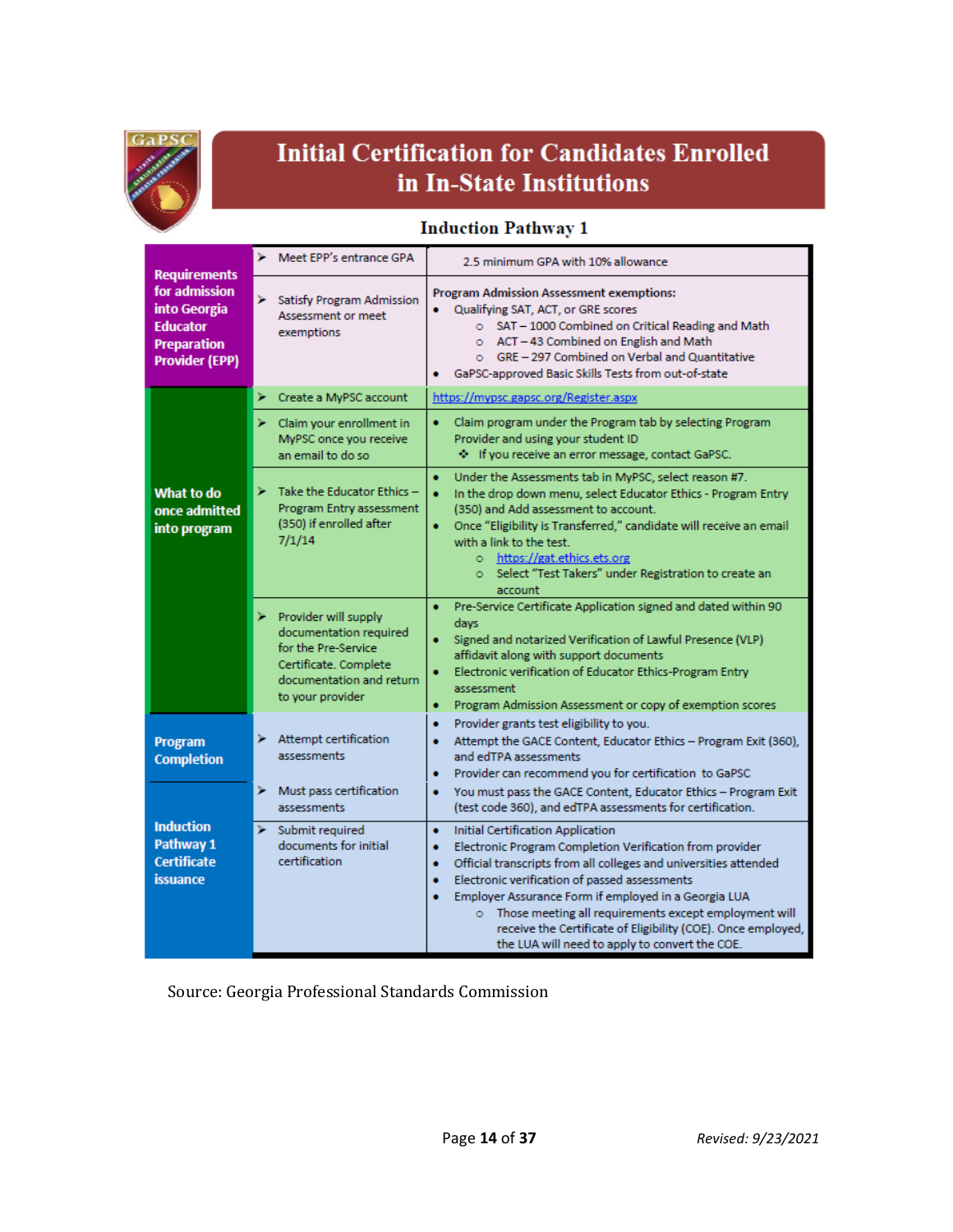# Initial Certification for Candidates Enrolled in In-State Institutions

## Induction Pathway 1

| | | |
|---|---|---|
| **Requirements for admission into Georgia Educator Preparation Provider (EPP)** | ➢ Meet EPP's entrance GPA | 2.5 minimum GPA with 10% allowance |
| | ➢ Satisfy Program Admission Assessment or meet exemptions | **Program Admission Assessment exemptions:** <br>• Qualifying SAT, ACT, or GRE scores <br>  ○ SAT – 1000 Combined on Critical Reading and Math <br>  ○ ACT – 43 Combined on English and Math <br>  ○ GRE – 297 Combined on Verbal and Quantitative <br>• GaPSC-approved Basic Skills Tests from out-of-state |
| **What to do once admitted into program** | ➢ Create a MyPSC account | https://mypsc.gapsc.org/Register.aspx |
| | ➢ Claim your enrollment in MyPSC once you receive an email to do so | • Claim program under the Program tab by selecting Program Provider and using your student ID <br>  ❖ If you receive an error message, contact GaPSC. |
| | ➢ Take the Educator Ethics – Program Entry assessment (350) if enrolled after 7/1/14 | • Under the Assessments tab in MyPSC, select reason #7. <br>• In the drop down menu, select Educator Ethics - Program Entry (350) and Add assessment to account. <br>• Once "Eligibility is Transferred," candidate will receive an email with a link to the test. <br>  ○ https://gat.ethics.ets.org <br>  ○ Select "Test Takers" under Registration to create an account |
| | ➢ Provider will supply documentation required for the Pre-Service Certificate. Complete documentation and return to your provider | • Pre-Service Certificate Application signed and dated within 90 days <br>• Signed and notarized Verification of Lawful Presence (VLP) affidavit along with support documents <br>• Electronic verification of Educator Ethics-Program Entry assessment <br>• Program Admission Assessment or copy of exemption scores |
| **Program Completion** | ➢ Attempt certification assessments | • Provider grants test eligibility to you. <br>• Attempt the GACE Content, Educator Ethics – Program Exit (360), and edTPA assessments <br>• Provider can recommend you for certification to GaPSC |
| **Induction Pathway 1 Certificate issuance** | ➢ Must pass certification assessments | • You must pass the GACE Content, Educator Ethics – Program Exit (test code 360), and edTPA assessments for certification. |
| | ➢ Submit required documents for initial certification | • Initial Certification Application <br>• Electronic Program Completion Verification from provider <br>• Official transcripts from all colleges and universities attended <br>• Electronic verification of passed assessments <br>• Employer Assurance Form if employed in a Georgia LUA <br>  ○ Those meeting all requirements except employment will receive the Certificate of Eligibility (COE). Once employed, the LUA will need to apply to convert the COE. |

Source: Georgia Professional Standards Commission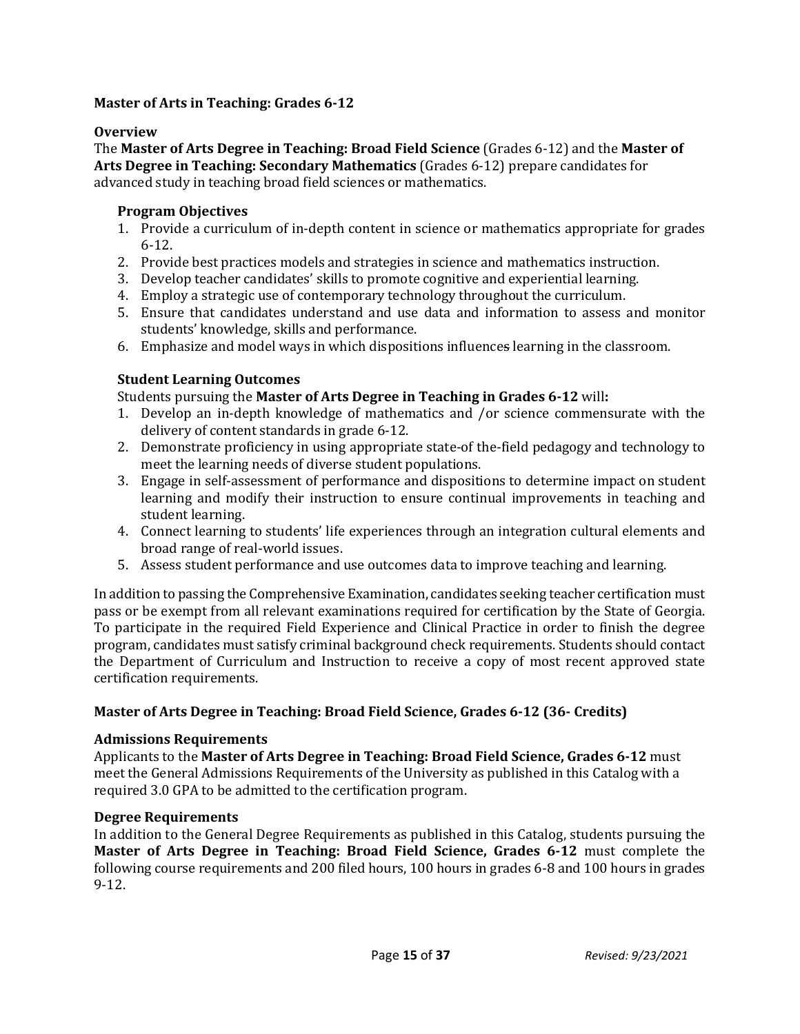## Master of Arts in Teaching: Grades 6-12

### Overview

The **Master of Arts Degree in Teaching: Broad Field Science** (Grades 6-12) and the **Master of Arts Degree in Teaching: Secondary Mathematics** (Grades 6-12) prepare candidates for advanced study in teaching broad field sciences or mathematics.

#### Program Objectives

1. Provide a curriculum of in-depth content in science or mathematics appropriate for grades 6-12.
2. Provide best practices models and strategies in science and mathematics instruction.
3. Develop teacher candidates' skills to promote cognitive and experiential learning.
4. Employ a strategic use of contemporary technology throughout the curriculum.
5. Ensure that candidates understand and use data and information to assess and monitor students' knowledge, skills and performance.
6. Emphasize and model ways in which dispositions influences learning in the classroom.

#### Student Learning Outcomes

Students pursuing the **Master of Arts Degree in Teaching in Grades 6-12** will**:**

1. Develop an in-depth knowledge of mathematics and /or science commensurate with the delivery of content standards in grade 6-12.
2. Demonstrate proficiency in using appropriate state-of the-field pedagogy and technology to meet the learning needs of diverse student populations.
3. Engage in self-assessment of performance and dispositions to determine impact on student learning and modify their instruction to ensure continual improvements in teaching and student learning.
4. Connect learning to students' life experiences through an integration cultural elements and broad range of real-world issues.
5. Assess student performance and use outcomes data to improve teaching and learning.

In addition to passing the Comprehensive Examination, candidates seeking teacher certification must pass or be exempt from all relevant examinations required for certification by the State of Georgia. To participate in the required Field Experience and Clinical Practice in order to finish the degree program, candidates must satisfy criminal background check requirements. Students should contact the Department of Curriculum and Instruction to receive a copy of most recent approved state certification requirements.

## Master of Arts Degree in Teaching: Broad Field Science, Grades 6-12 (36- Credits)

### Admissions Requirements

Applicants to the **Master of Arts Degree in Teaching: Broad Field Science, Grades 6-12** must meet the General Admissions Requirements of the University as published in this Catalog with a required 3.0 GPA to be admitted to the certification program.

### Degree Requirements

In addition to the General Degree Requirements as published in this Catalog, students pursuing the **Master of Arts Degree in Teaching: Broad Field Science, Grades 6-12** must complete the following course requirements and 200 filed hours, 100 hours in grades 6-8 and 100 hours in grades 9-12.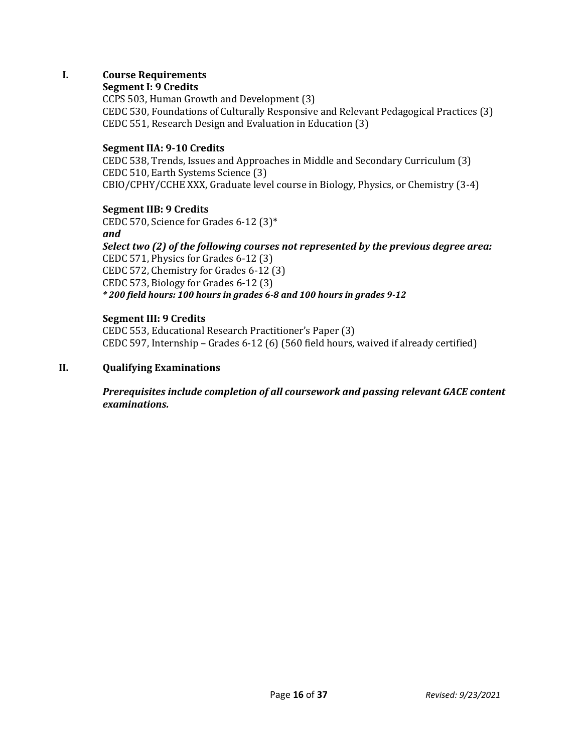## I. Course Requirements

### Segment I: 9 Credits

CCPS 503, Human Growth and Development (3)
CEDC 530, Foundations of Culturally Responsive and Relevant Pedagogical Practices (3)
CEDC 551, Research Design and Evaluation in Education (3)

### Segment IIA: 9-10 Credits

CEDC 538, Trends, Issues and Approaches in Middle and Secondary Curriculum (3)
CEDC 510, Earth Systems Science (3)
CBIO/CPHY/CCHE XXX, Graduate level course in Biology, Physics, or Chemistry (3-4)

### Segment IIB: 9 Credits

CEDC 570, Science for Grades 6-12 (3)*
***and***
***Select two (2) of the following courses not represented by the previous degree area:***
CEDC 571, Physics for Grades 6-12 (3)
CEDC 572, Chemistry for Grades 6-12 (3)
CEDC 573, Biology for Grades 6-12 (3)
***\* 200 field hours: 100 hours in grades 6-8 and 100 hours in grades 9-12***

### Segment III: 9 Credits

CEDC 553, Educational Research Practitioner's Paper (3)
CEDC 597, Internship – Grades 6-12 (6) (560 field hours, waived if already certified)

## II. Qualifying Examinations

***Prerequisites include completion of all coursework and passing relevant GACE content examinations.***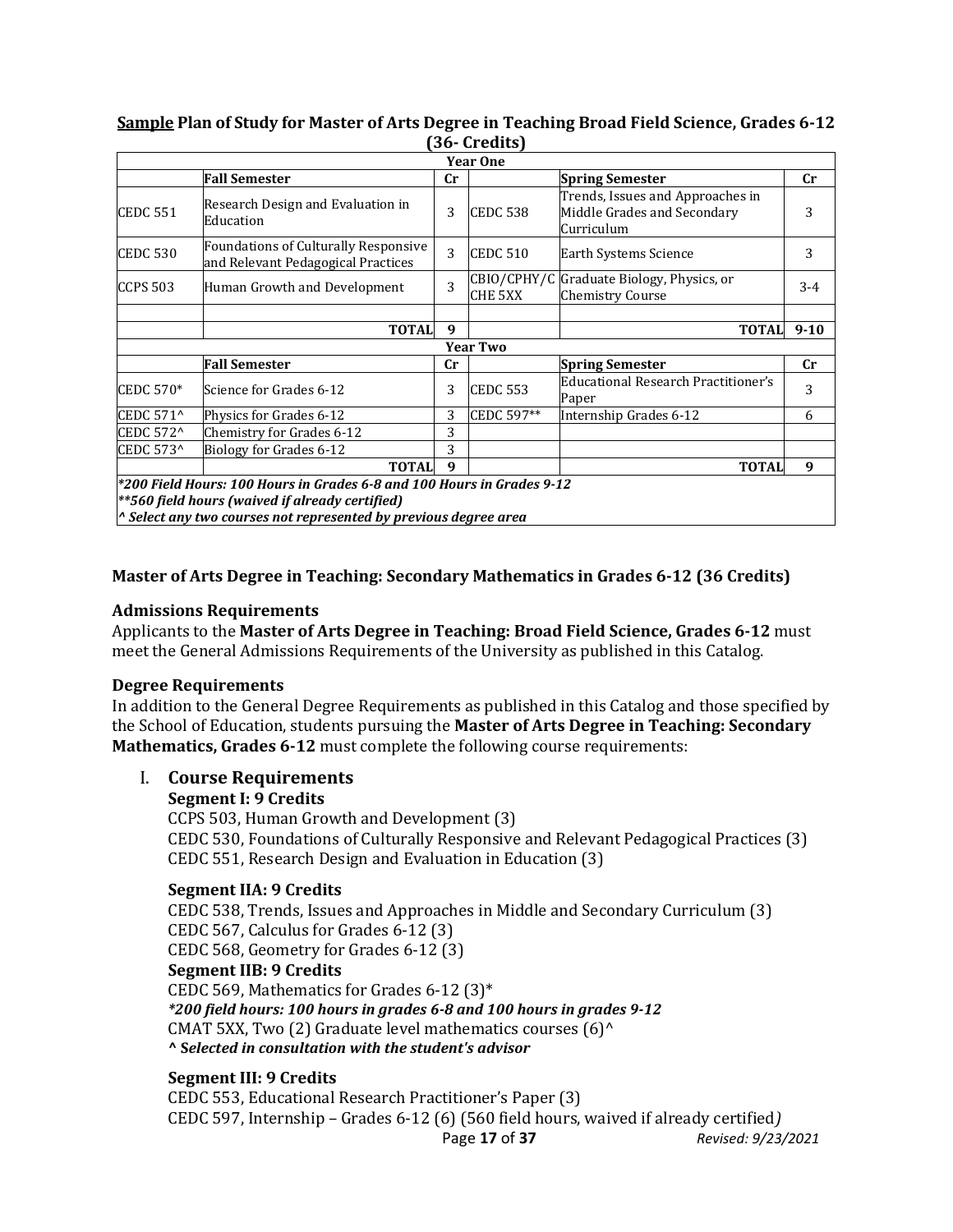## **Sample** Plan of Study for Master of Arts Degree in Teaching Broad Field Science, Grades 6-12 (36- Credits)

| | | | | | |
|---|---|---|---|---|---|
| **Year One** | | | | | |
| | **Fall Semester** | **Cr** | | **Spring Semester** | **Cr** |
| CEDC 551 | Research Design and Evaluation in Education | 3 | CEDC 538 | Trends, Issues and Approaches in Middle Grades and Secondary Curriculum | 3 |
| CEDC 530 | Foundations of Culturally Responsive and Relevant Pedagogical Practices | 3 | CEDC 510 | Earth Systems Science | 3 |
| CCPS 503 | Human Growth and Development | 3 | CBIO/CPHY/CCHE 5XX | Graduate Biology, Physics, or Chemistry Course | 3-4 |
| | | | | | |
| | **TOTAL** | **9** | | **TOTAL** | **9-10** |
| **Year Two** | | | | | |
| | **Fall Semester** | **Cr** | | **Spring Semester** | **Cr** |
| CEDC 570* | Science for Grades 6-12 | 3 | CEDC 553 | Educational Research Practitioner's Paper | 3 |
| CEDC 571^ | Physics for Grades 6-12 | 3 | CEDC 597** | Internship Grades 6-12 | 6 |
| CEDC 572^ | Chemistry for Grades 6-12 | 3 | | | |
| CEDC 573^ | Biology for Grades 6-12 | 3 | | | |
| | **TOTAL** | **9** | | **TOTAL** | **9** |

***200 Field Hours: 100 Hours in Grades 6-8 and 100 Hours in Grades 9-12***
*****560 field hours (waived if already certified)***
***^ Select any two courses not represented by previous degree area***

### Master of Arts Degree in Teaching: Secondary Mathematics in Grades 6-12 (36 Credits)

#### Admissions Requirements

Applicants to the **Master of Arts Degree in Teaching: Broad Field Science, Grades 6-12** must meet the General Admissions Requirements of the University as published in this Catalog.

#### Degree Requirements

In addition to the General Degree Requirements as published in this Catalog and those specified by the School of Education, students pursuing the **Master of Arts Degree in Teaching: Secondary Mathematics, Grades 6-12** must complete the following course requirements:

I. **Course Requirements**

**Segment I: 9 Credits**
CCPS 503, Human Growth and Development (3)
CEDC 530, Foundations of Culturally Responsive and Relevant Pedagogical Practices (3)
CEDC 551, Research Design and Evaluation in Education (3)

**Segment IIA: 9 Credits**
CEDC 538, Trends, Issues and Approaches in Middle and Secondary Curriculum (3)
CEDC 567, Calculus for Grades 6-12 (3)
CEDC 568, Geometry for Grades 6-12 (3)
**Segment IIB: 9 Credits**
CEDC 569, Mathematics for Grades 6-12 (3)*
***200 field hours: 100 hours in grades 6-8 and 100 hours in grades 9-12***
CMAT 5XX, Two (2) Graduate level mathematics courses (6)^
***^ Selected in consultation with the student's advisor***

**Segment III: 9 Credits**
CEDC 553, Educational Research Practitioner's Paper (3)
CEDC 597, Internship – Grades 6-12 (6) (560 field hours, waived if already certified*)*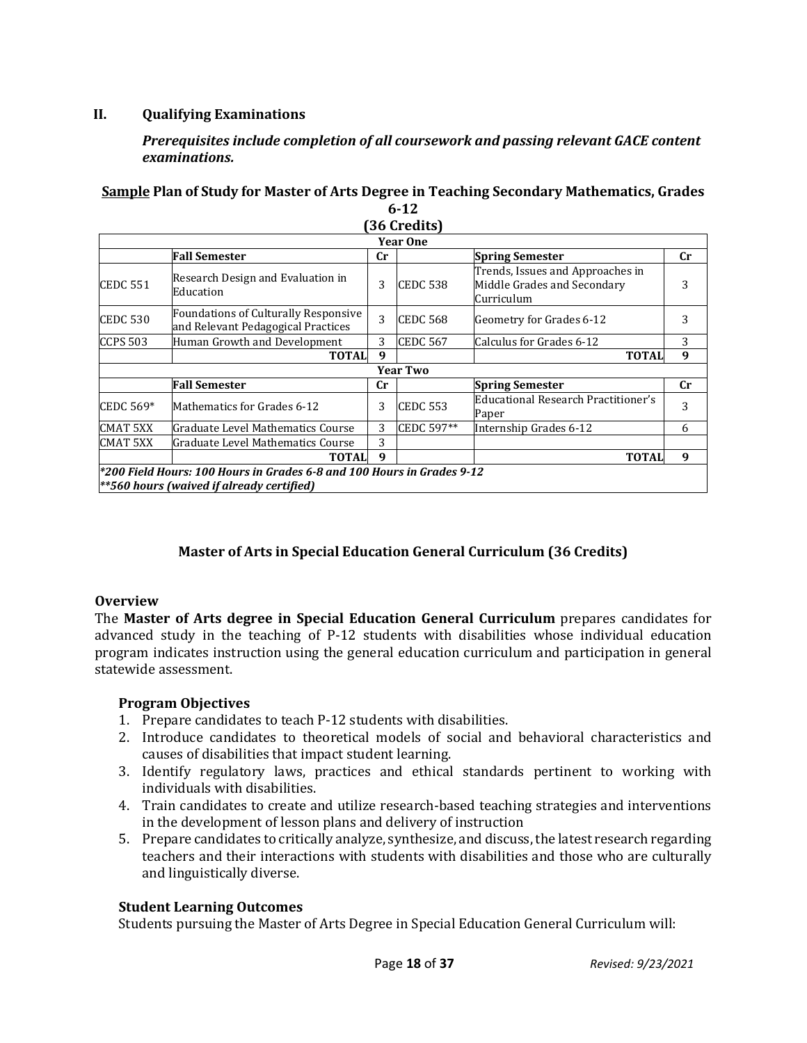## II. Qualifying Examinations

***Prerequisites include completion of all coursework and passing relevant GACE content examinations.***

**<u>Sample</u> Plan of Study for Master of Arts Degree in Teaching Secondary Mathematics, Grades 6-12 (36 Credits)**

| Year One | | | | | |
|---|---|---|---|---|---|
| | **Fall Semester** | **Cr** | | **Spring Semester** | **Cr** |
| CEDC 551 | Research Design and Evaluation in Education | 3 | CEDC 538 | Trends, Issues and Approaches in Middle Grades and Secondary Curriculum | 3 |
| CEDC 530 | Foundations of Culturally Responsive and Relevant Pedagogical Practices | 3 | CEDC 568 | Geometry for Grades 6-12 | 3 |
| CCPS 503 | Human Growth and Development | 3 | CEDC 567 | Calculus for Grades 6-12 | 3 |
| | **TOTAL** | **9** | | **TOTAL** | **9** |
| **Year Two** | | | | | |
| | **Fall Semester** | **Cr** | | **Spring Semester** | **Cr** |
| CEDC 569* | Mathematics for Grades 6-12 | 3 | CEDC 553 | Educational Research Practitioner's Paper | 3 |
| CMAT 5XX | Graduate Level Mathematics Course | 3 | CEDC 597** | Internship Grades 6-12 | 6 |
| CMAT 5XX | Graduate Level Mathematics Course | 3 | | | |
| | **TOTAL** | **9** | | **TOTAL** | **9** |

****200 Field Hours: 100 Hours in Grades 6-8 and 100 Hours in Grades 9-12***
*****560 hours (waived if already certified)***

## Master of Arts in Special Education General Curriculum (36 Credits)

### Overview

The **Master of Arts degree in Special Education General Curriculum** prepares candidates for advanced study in the teaching of P-12 students with disabilities whose individual education program indicates instruction using the general education curriculum and participation in general statewide assessment.

#### Program Objectives

1. Prepare candidates to teach P-12 students with disabilities.
2. Introduce candidates to theoretical models of social and behavioral characteristics and causes of disabilities that impact student learning.
3. Identify regulatory laws, practices and ethical standards pertinent to working with individuals with disabilities.
4. Train candidates to create and utilize research-based teaching strategies and interventions in the development of lesson plans and delivery of instruction
5. Prepare candidates to critically analyze, synthesize, and discuss, the latest research regarding teachers and their interactions with students with disabilities and those who are culturally and linguistically diverse.

#### Student Learning Outcomes

Students pursuing the Master of Arts Degree in Special Education General Curriculum will: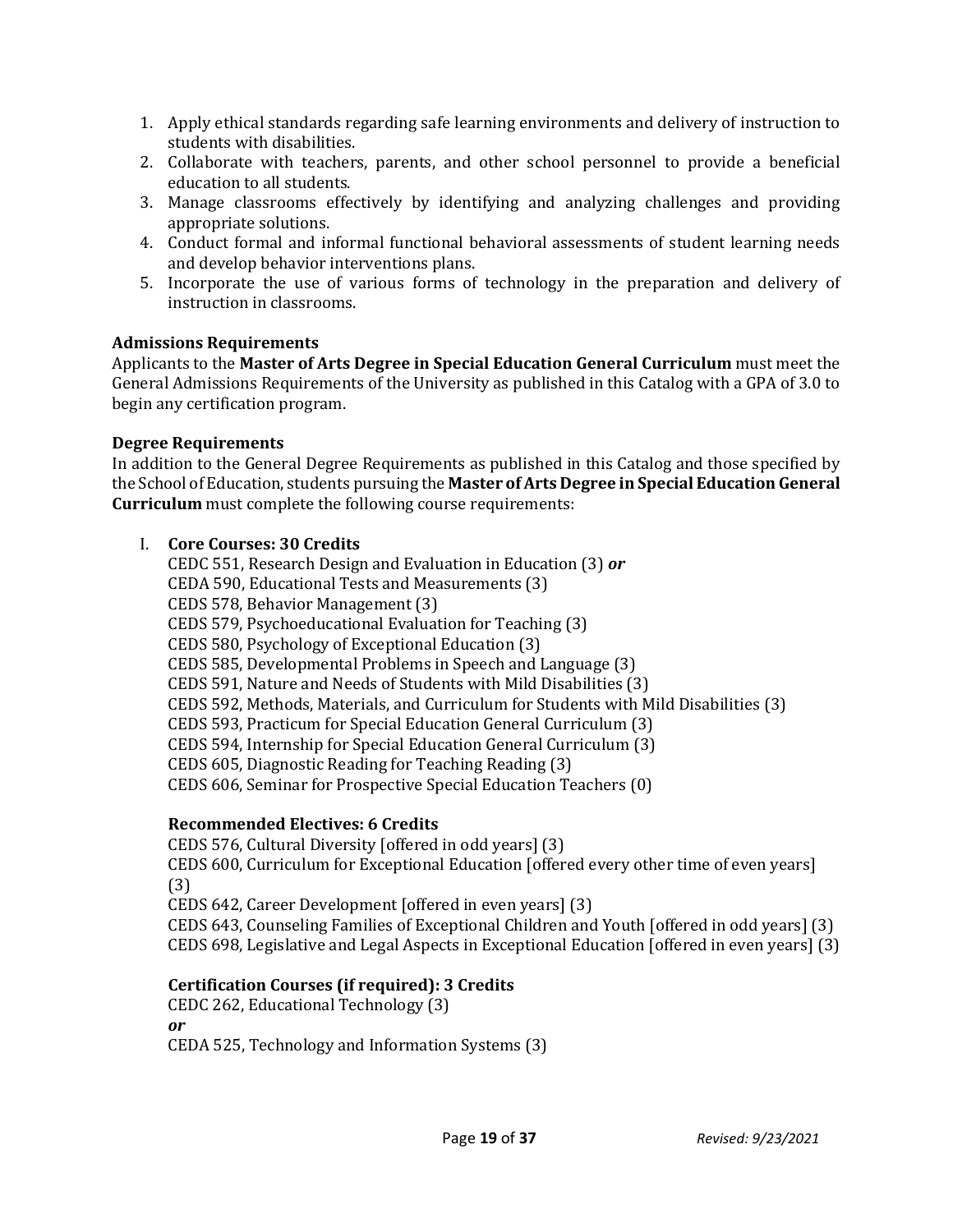1. Apply ethical standards regarding safe learning environments and delivery of instruction to students with disabilities.
2. Collaborate with teachers, parents, and other school personnel to provide a beneficial education to all students.
3. Manage classrooms effectively by identifying and analyzing challenges and providing appropriate solutions.
4. Conduct formal and informal functional behavioral assessments of student learning needs and develop behavior interventions plans.
5. Incorporate the use of various forms of technology in the preparation and delivery of instruction in classrooms.

### Admissions Requirements

Applicants to the **Master of Arts Degree in Special Education General Curriculum** must meet the General Admissions Requirements of the University as published in this Catalog with a GPA of 3.0 to begin any certification program.

### Degree Requirements

In addition to the General Degree Requirements as published in this Catalog and those specified by the School of Education, students pursuing the **Master of Arts Degree in Special Education General Curriculum** must complete the following course requirements:

I. **Core Courses: 30 Credits**

CEDC 551, Research Design and Evaluation in Education (3) ***or***
CEDA 590, Educational Tests and Measurements (3)
CEDS 578, Behavior Management (3)
CEDS 579, Psychoeducational Evaluation for Teaching (3)
CEDS 580, Psychology of Exceptional Education (3)
CEDS 585, Developmental Problems in Speech and Language (3)
CEDS 591, Nature and Needs of Students with Mild Disabilities (3)
CEDS 592, Methods, Materials, and Curriculum for Students with Mild Disabilities (3)
CEDS 593, Practicum for Special Education General Curriculum (3)
CEDS 594, Internship for Special Education General Curriculum (3)
CEDS 605, Diagnostic Reading for Teaching Reading (3)
CEDS 606, Seminar for Prospective Special Education Teachers (0)

**Recommended Electives: 6 Credits**

CEDS 576, Cultural Diversity [offered in odd years] (3)
CEDS 600, Curriculum for Exceptional Education [offered every other time of even years] (3)
CEDS 642, Career Development [offered in even years] (3)
CEDS 643, Counseling Families of Exceptional Children and Youth [offered in odd years] (3)
CEDS 698, Legislative and Legal Aspects in Exceptional Education [offered in even years] (3)

**Certification Courses (if required): 3 Credits**

CEDC 262, Educational Technology (3)
***or***
CEDA 525, Technology and Information Systems (3)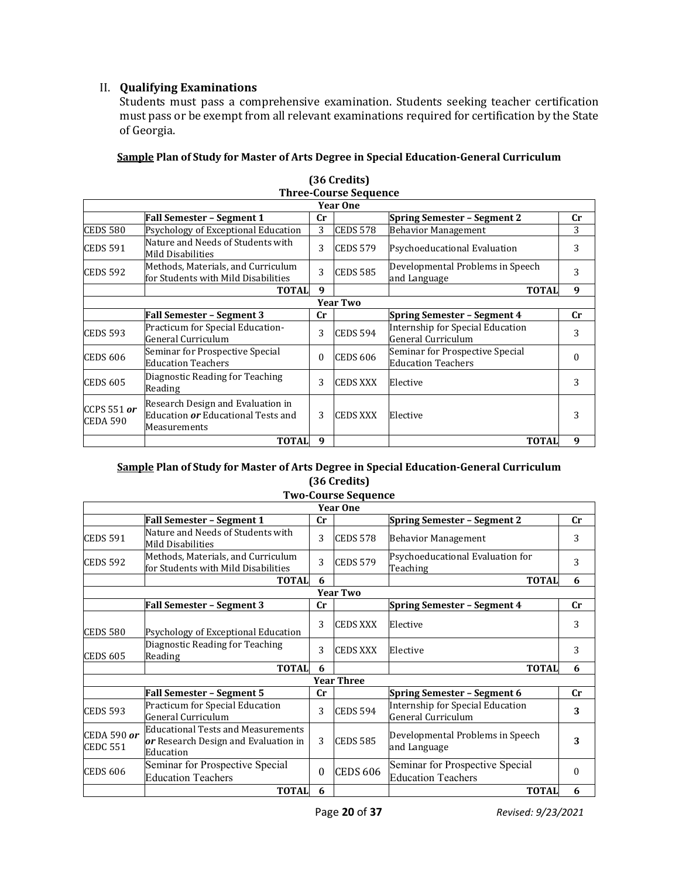## II. Qualifying Examinations

Students must pass a comprehensive examination. Students seeking teacher certification must pass or be exempt from all relevant examinations required for certification by the State of Georgia.

**<u>Sample</u> Plan of Study for Master of Arts Degree in Special Education-General Curriculum**

**(36 Credits)**
**Three-Course Sequence**

| | | | | | |
|---|---|---|---|---|---|
| **Year One** | | | | | |
| | **Fall Semester – Segment 1** | **Cr** | | **Spring Semester – Segment 2** | **Cr** |
| CEDS 580 | Psychology of Exceptional Education | 3 | CEDS 578 | Behavior Management | 3 |
| CEDS 591 | Nature and Needs of Students with Mild Disabilities | 3 | CEDS 579 | Psychoeducational Evaluation | 3 |
| CEDS 592 | Methods, Materials, and Curriculum for Students with Mild Disabilities | 3 | CEDS 585 | Developmental Problems in Speech and Language | 3 |
| | **TOTAL** | **9** | | **TOTAL** | **9** |
| **Year Two** | | | | | |
| | **Fall Semester – Segment 3** | **Cr** | | **Spring Semester – Segment 4** | **Cr** |
| CEDS 593 | Practicum for Special Education-General Curriculum | 3 | CEDS 594 | Internship for Special Education General Curriculum | 3 |
| CEDS 606 | Seminar for Prospective Special Education Teachers | 0 | CEDS 606 | Seminar for Prospective Special Education Teachers | 0 |
| CEDS 605 | Diagnostic Reading for Teaching Reading | 3 | CEDS XXX | Elective | 3 |
| CCPS 551 ***or*** CEDA 590 | Research Design and Evaluation in Education ***or*** Educational Tests and Measurements | 3 | CEDS XXX | Elective | 3 |
| | **TOTAL** | **9** | | **TOTAL** | **9** |

**<u>Sample</u> Plan of Study for Master of Arts Degree in Special Education-General Curriculum**

**(36 Credits)**
**Two-Course Sequence**

| | | | | | |
|---|---|---|---|---|---|
| **Year One** | | | | | |
| | **Fall Semester – Segment 1** | **Cr** | | **Spring Semester – Segment 2** | **Cr** |
| CEDS 591 | Nature and Needs of Students with Mild Disabilities | 3 | CEDS 578 | Behavior Management | 3 |
| CEDS 592 | Methods, Materials, and Curriculum for Students with Mild Disabilities | 3 | CEDS 579 | Psychoeducational Evaluation for Teaching | 3 |
| | **TOTAL** | **6** | | **TOTAL** | **6** |
| **Year Two** | | | | | |
| | **Fall Semester – Segment 3** | **Cr** | | **Spring Semester – Segment 4** | **Cr** |
| CEDS 580 | Psychology of Exceptional Education | 3 | CEDS XXX | Elective | 3 |
| CEDS 605 | Diagnostic Reading for Teaching Reading | 3 | CEDS XXX | Elective | 3 |
| | **TOTAL** | **6** | | **TOTAL** | **6** |
| **Year Three** | | | | | |
| | **Fall Semester – Segment 5** | **Cr** | | **Spring Semester – Segment 6** | **Cr** |
| CEDS 593 | Practicum for Special Education General Curriculum | 3 | CEDS 594 | Internship for Special Education General Curriculum | **3** |
| CEDA 590 ***or*** CEDC 551 | Educational Tests and Measurements ***or*** Research Design and Evaluation in Education | 3 | CEDS 585 | Developmental Problems in Speech and Language | **3** |
| CEDS 606 | Seminar for Prospective Special Education Teachers | 0 | CEDS 606 | Seminar for Prospective Special Education Teachers | 0 |
| | **TOTAL** | **6** | | **TOTAL** | **6** |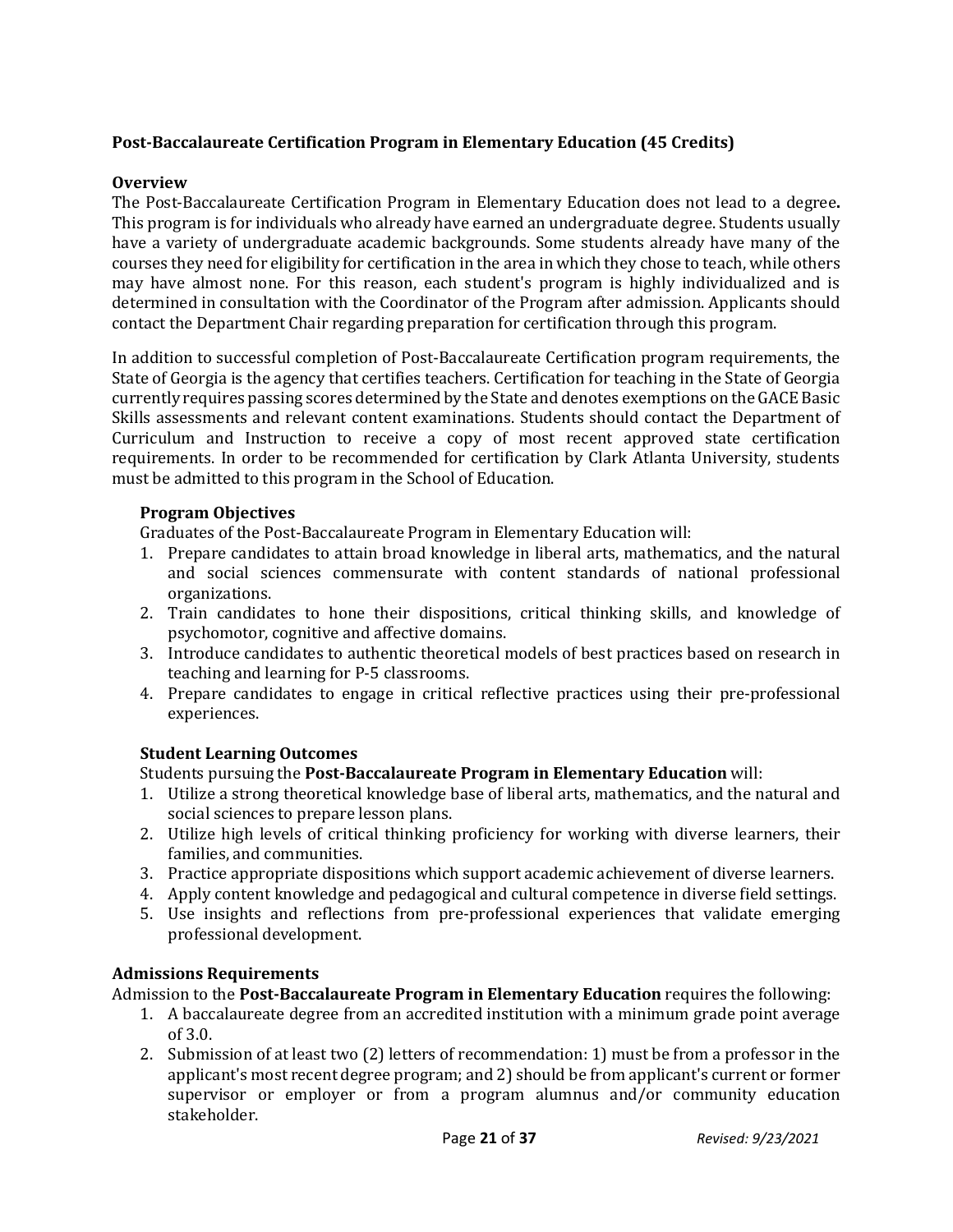## Post-Baccalaureate Certification Program in Elementary Education (45 Credits)

### Overview

The Post-Baccalaureate Certification Program in Elementary Education does not lead to a degree**.** This program is for individuals who already have earned an undergraduate degree. Students usually have a variety of undergraduate academic backgrounds. Some students already have many of the courses they need for eligibility for certification in the area in which they chose to teach, while others may have almost none. For this reason, each student's program is highly individualized and is determined in consultation with the Coordinator of the Program after admission. Applicants should contact the Department Chair regarding preparation for certification through this program.

In addition to successful completion of Post-Baccalaureate Certification program requirements, the State of Georgia is the agency that certifies teachers. Certification for teaching in the State of Georgia currently requires passing scores determined by the State and denotes exemptions on the GACE Basic Skills assessments and relevant content examinations. Students should contact the Department of Curriculum and Instruction to receive a copy of most recent approved state certification requirements. In order to be recommended for certification by Clark Atlanta University, students must be admitted to this program in the School of Education.

#### Program Objectives

Graduates of the Post-Baccalaureate Program in Elementary Education will:

1. Prepare candidates to attain broad knowledge in liberal arts, mathematics, and the natural and social sciences commensurate with content standards of national professional organizations.
2. Train candidates to hone their dispositions, critical thinking skills, and knowledge of psychomotor, cognitive and affective domains.
3. Introduce candidates to authentic theoretical models of best practices based on research in teaching and learning for P-5 classrooms.
4. Prepare candidates to engage in critical reflective practices using their pre-professional experiences.

#### Student Learning Outcomes

Students pursuing the **Post-Baccalaureate Program in Elementary Education** will:

1. Utilize a strong theoretical knowledge base of liberal arts, mathematics, and the natural and social sciences to prepare lesson plans.
2. Utilize high levels of critical thinking proficiency for working with diverse learners, their families, and communities.
3. Practice appropriate dispositions which support academic achievement of diverse learners.
4. Apply content knowledge and pedagogical and cultural competence in diverse field settings.
5. Use insights and reflections from pre-professional experiences that validate emerging professional development.

### Admissions Requirements

Admission to the **Post-Baccalaureate Program in Elementary Education** requires the following:

1. A baccalaureate degree from an accredited institution with a minimum grade point average of 3.0.
2. Submission of at least two (2) letters of recommendation: 1) must be from a professor in the applicant's most recent degree program; and 2) should be from applicant's current or former supervisor or employer or from a program alumnus and/or community education stakeholder.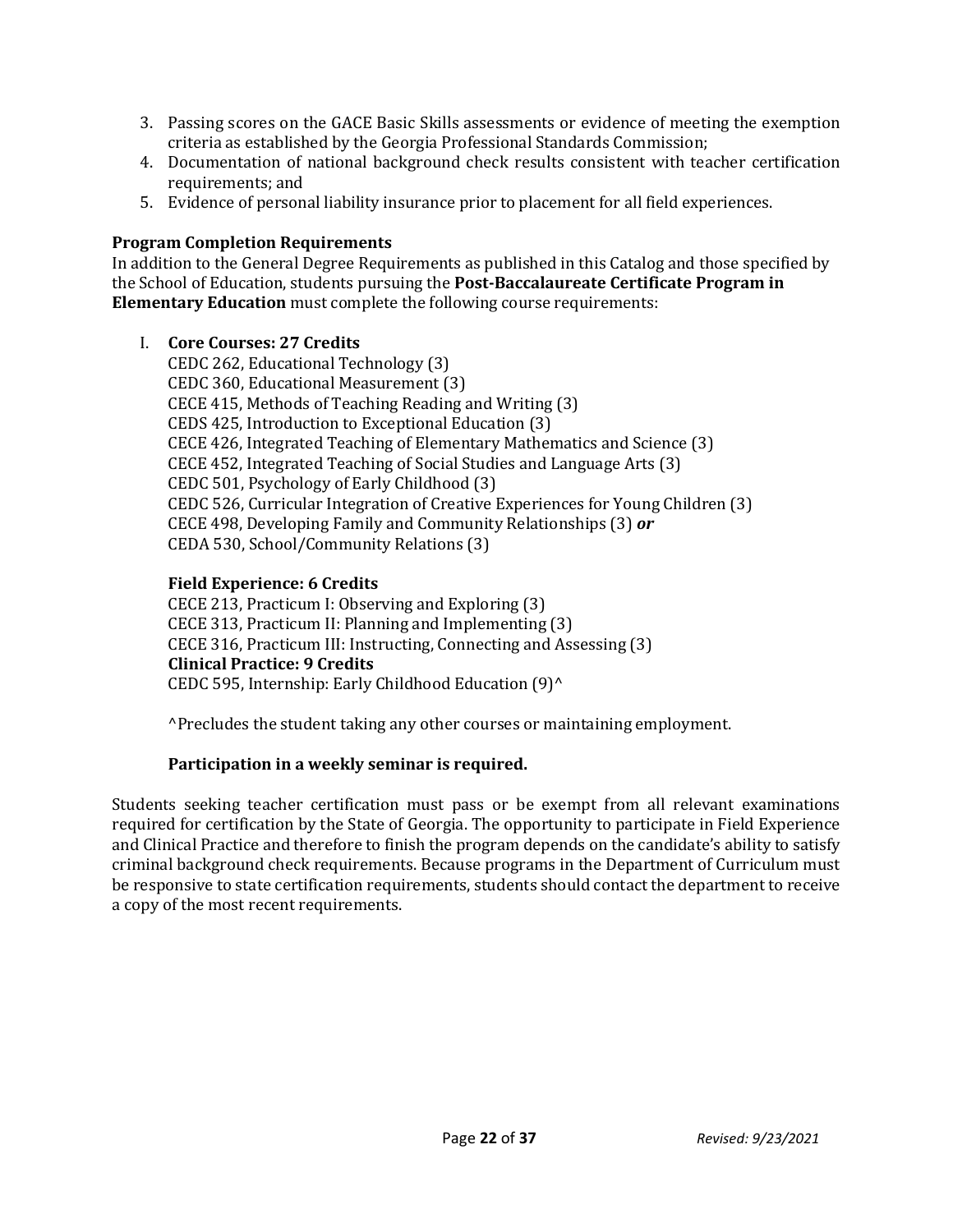3. Passing scores on the GACE Basic Skills assessments or evidence of meeting the exemption criteria as established by the Georgia Professional Standards Commission;
4. Documentation of national background check results consistent with teacher certification requirements; and
5. Evidence of personal liability insurance prior to placement for all field experiences.

**Program Completion Requirements**

In addition to the General Degree Requirements as published in this Catalog and those specified by the School of Education, students pursuing the **Post-Baccalaureate Certificate Program in Elementary Education** must complete the following course requirements:

I. **Core Courses: 27 Credits**

CEDC 262, Educational Technology (3)
CEDC 360, Educational Measurement (3)
CECE 415, Methods of Teaching Reading and Writing (3)
CEDS 425, Introduction to Exceptional Education (3)
CECE 426, Integrated Teaching of Elementary Mathematics and Science (3)
CECE 452, Integrated Teaching of Social Studies and Language Arts (3)
CEDC 501, Psychology of Early Childhood (3)
CEDC 526, Curricular Integration of Creative Experiences for Young Children (3)
CECE 498, Developing Family and Community Relationships (3) ***or***
CEDA 530, School/Community Relations (3)

**Field Experience: 6 Credits**

CECE 213, Practicum I: Observing and Exploring (3)
CECE 313, Practicum II: Planning and Implementing (3)
CECE 316, Practicum III: Instructing, Connecting and Assessing (3)

**Clinical Practice: 9 Credits**

CEDC 595, Internship: Early Childhood Education (9)^

^Precludes the student taking any other courses or maintaining employment.

**Participation in a weekly seminar is required.**

Students seeking teacher certification must pass or be exempt from all relevant examinations required for certification by the State of Georgia. The opportunity to participate in Field Experience and Clinical Practice and therefore to finish the program depends on the candidate's ability to satisfy criminal background check requirements. Because programs in the Department of Curriculum must be responsive to state certification requirements, students should contact the department to receive a copy of the most recent requirements.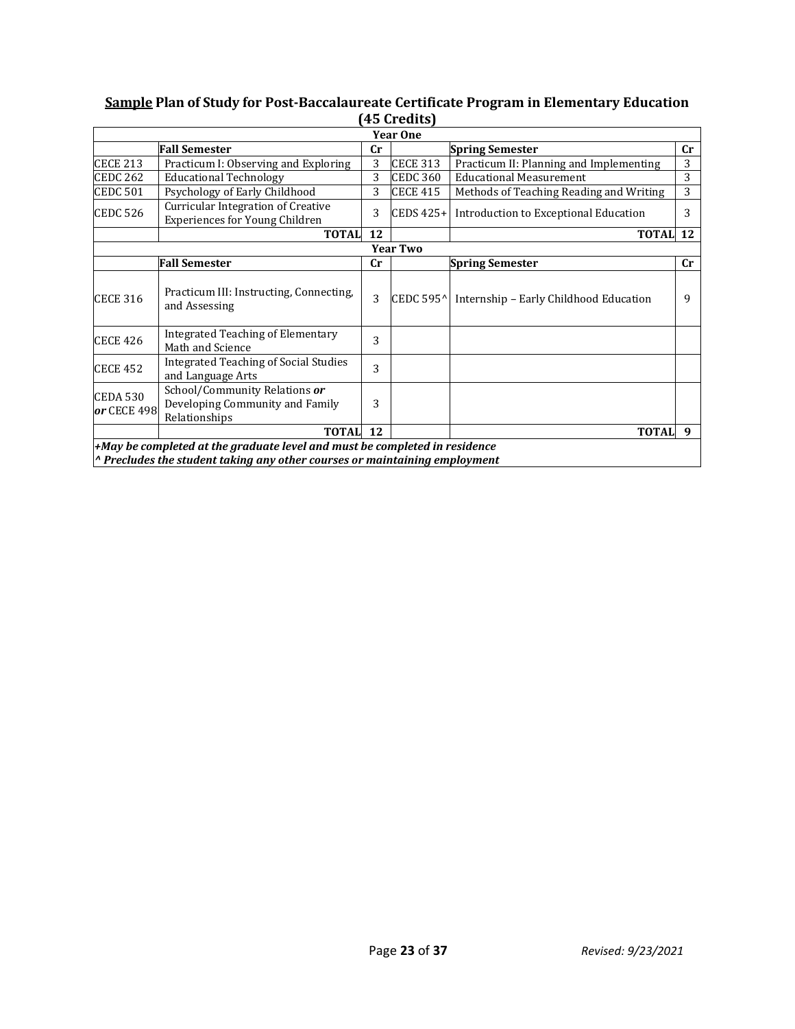**<u>Sample</u> Plan of Study for Post-Baccalaureate Certificate Program in Elementary Education (45 Credits)**

| Year One | | | | | |
|---|---|---|---|---|---|
| | **Fall Semester** | **Cr** | | **Spring Semester** | **Cr** |
| CECE 213 | Practicum I: Observing and Exploring | 3 | CECE 313 | Practicum II: Planning and Implementing | 3 |
| CEDC 262 | Educational Technology | 3 | CEDC 360 | Educational Measurement | 3 |
| CEDC 501 | Psychology of Early Childhood | 3 | CECE 415 | Methods of Teaching Reading and Writing | 3 |
| CEDC 526 | Curricular Integration of Creative Experiences for Young Children | 3 | CEDS 425+ | Introduction to Exceptional Education | 3 |
| | **TOTAL** | **12** | | **TOTAL** | **12** |
| **Year Two** | | | | | |
| | **Fall Semester** | **Cr** | | **Spring Semester** | **Cr** |
| CECE 316 | Practicum III: Instructing, Connecting, and Assessing | 3 | CEDC 595^ | Internship – Early Childhood Education | 9 |
| CECE 426 | Integrated Teaching of Elementary Math and Science | 3 | | | |
| CECE 452 | Integrated Teaching of Social Studies and Language Arts | 3 | | | |
| CEDA 530 ***or*** CECE 498 | School/Community Relations ***or*** Developing Community and Family Relationships | 3 | | | |
| | **TOTAL** | **12** | | **TOTAL** | **9** |

***+May be completed at the graduate level and must be completed in residence***
***^ Precludes the student taking any other courses or maintaining employment***

*Revised: 9/23/2021*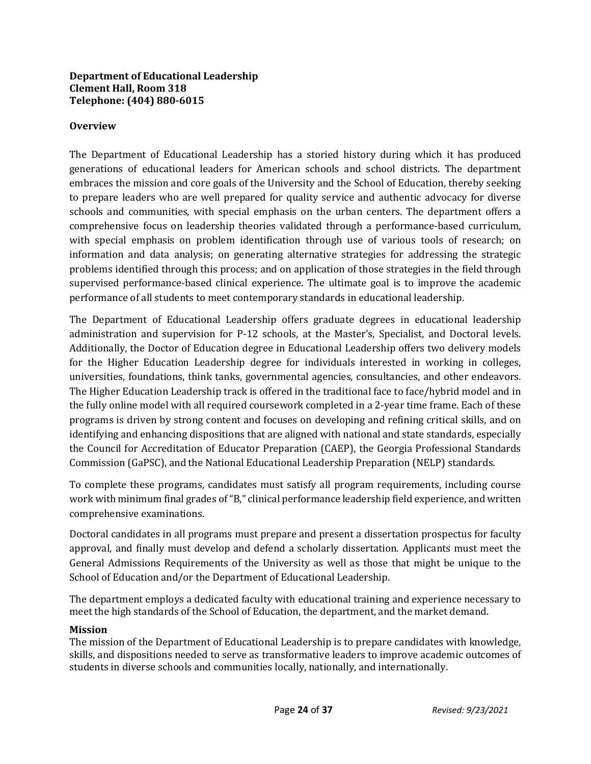**Department of Educational Leadership**
**Clement Hall, Room 318**
**Telephone: (404) 880-6015**

**Overview**

The Department of Educational Leadership has a storied history during which it has produced generations of educational leaders for American schools and school districts. The department embraces the mission and core goals of the University and the School of Education, thereby seeking to prepare leaders who are well prepared for quality service and authentic advocacy for diverse schools and communities, with special emphasis on the urban centers. The department offers a comprehensive focus on leadership theories validated through a performance-based curriculum, with special emphasis on problem identification through use of various tools of research; on information and data analysis; on generating alternative strategies for addressing the strategic problems identified through this process; and on application of those strategies in the field through supervised performance-based clinical experience. The ultimate goal is to improve the academic performance of all students to meet contemporary standards in educational leadership.

The Department of Educational Leadership offers graduate degrees in educational leadership administration and supervision for P-12 schools, at the Master's, Specialist, and Doctoral levels. Additionally, the Doctor of Education degree in Educational Leadership offers two delivery models for the Higher Education Leadership degree for individuals interested in working in colleges, universities, foundations, think tanks, governmental agencies, consultancies, and other endeavors. The Higher Education Leadership track is offered in the traditional face to face/hybrid model and in the fully online model with all required coursework completed in a 2-year time frame. Each of these programs is driven by strong content and focuses on developing and refining critical skills, and on identifying and enhancing dispositions that are aligned with national and state standards, especially the Council for Accreditation of Educator Preparation (CAEP), the Georgia Professional Standards Commission (GaPSC), and the National Educational Leadership Preparation (NELP) standards.

To complete these programs, candidates must satisfy all program requirements, including course work with minimum final grades of "B," clinical performance leadership field experience, and written comprehensive examinations.

Doctoral candidates in all programs must prepare and present a dissertation prospectus for faculty approval, and finally must develop and defend a scholarly dissertation. Applicants must meet the General Admissions Requirements of the University as well as those that might be unique to the School of Education and/or the Department of Educational Leadership.

The department employs a dedicated faculty with educational training and experience necessary to meet the high standards of the School of Education, the department, and the market demand.

**Mission**

The mission of the Department of Educational Leadership is to prepare candidates with knowledge, skills, and dispositions needed to serve as transformative leaders to improve academic outcomes of students in diverse schools and communities locally, nationally, and internationally.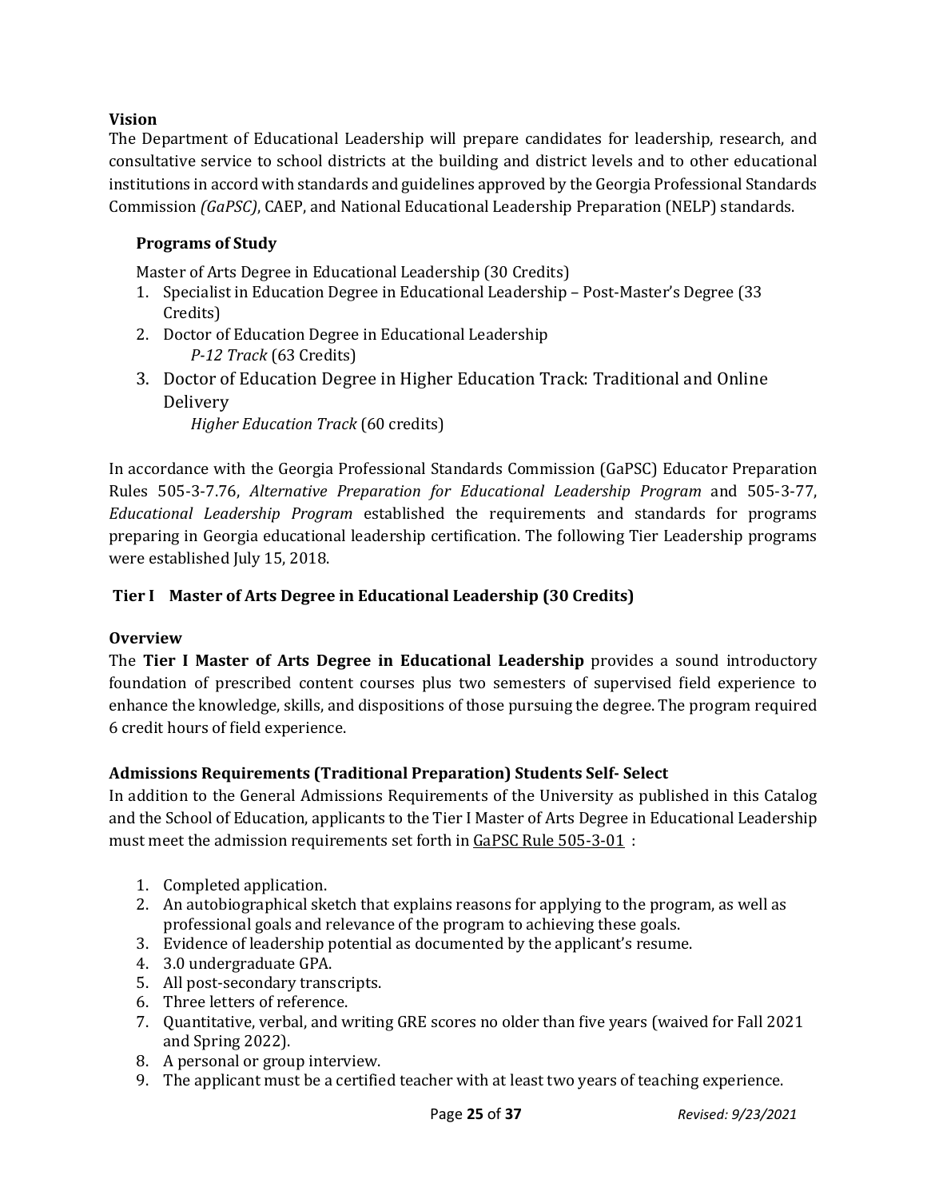**Vision**

The Department of Educational Leadership will prepare candidates for leadership, research, and consultative service to school districts at the building and district levels and to other educational institutions in accord with standards and guidelines approved by the Georgia Professional Standards Commission *(GaPSC)*, CAEP, and National Educational Leadership Preparation (NELP) standards.

**Programs of Study**

Master of Arts Degree in Educational Leadership (30 Credits)

1. Specialist in Education Degree in Educational Leadership – Post-Master's Degree (33 Credits)
2. Doctor of Education Degree in Educational Leadership
   *P-12 Track* (63 Credits)
3. Doctor of Education Degree in Higher Education Track: Traditional and Online Delivery
   *Higher Education Track* (60 credits)

In accordance with the Georgia Professional Standards Commission (GaPSC) Educator Preparation Rules 505-3-7.76, *Alternative Preparation for Educational Leadership Program* and 505-3-77, *Educational Leadership Program* established the requirements and standards for programs preparing in Georgia educational leadership certification. The following Tier Leadership programs were established July 15, 2018.

**Tier I Master of Arts Degree in Educational Leadership (30 Credits)**

**Overview**

The **Tier I Master of Arts Degree in Educational Leadership** provides a sound introductory foundation of prescribed content courses plus two semesters of supervised field experience to enhance the knowledge, skills, and dispositions of those pursuing the degree. The program required 6 credit hours of field experience.

**Admissions Requirements (Traditional Preparation) Students Self- Select**

In addition to the General Admissions Requirements of the University as published in this Catalog and the School of Education, applicants to the Tier I Master of Arts Degree in Educational Leadership must meet the admission requirements set forth in GaPSC Rule 505-3-01 :

1. Completed application.
2. An autobiographical sketch that explains reasons for applying to the program, as well as professional goals and relevance of the program to achieving these goals.
3. Evidence of leadership potential as documented by the applicant's resume.
4. 3.0 undergraduate GPA.
5. All post-secondary transcripts.
6. Three letters of reference.
7. Quantitative, verbal, and writing GRE scores no older than five years (waived for Fall 2021 and Spring 2022).
8. A personal or group interview.
9. The applicant must be a certified teacher with at least two years of teaching experience.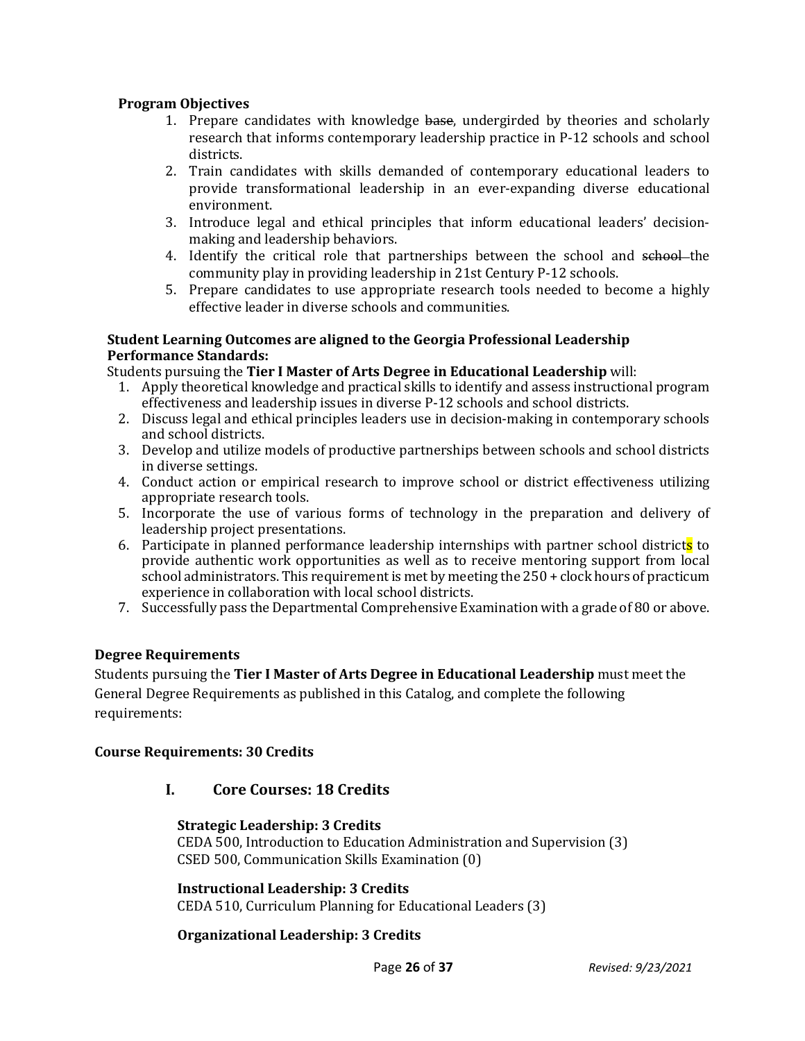**Program Objectives**

1. Prepare candidates with knowledge ~~base~~, undergirded by theories and scholarly research that informs contemporary leadership practice in P-12 schools and school districts.
2. Train candidates with skills demanded of contemporary educational leaders to provide transformational leadership in an ever-expanding diverse educational environment.
3. Introduce legal and ethical principles that inform educational leaders' decision-making and leadership behaviors.
4. Identify the critical role that partnerships between the school and ~~school~~ the community play in providing leadership in 21st Century P-12 schools.
5. Prepare candidates to use appropriate research tools needed to become a highly effective leader in diverse schools and communities.

**Student Learning Outcomes are aligned to the Georgia Professional Leadership Performance Standards:**

Students pursuing the **Tier I Master of Arts Degree in Educational Leadership** will:

1. Apply theoretical knowledge and practical skills to identify and assess instructional program effectiveness and leadership issues in diverse P-12 schools and school districts.
2. Discuss legal and ethical principles leaders use in decision-making in contemporary schools and school districts.
3. Develop and utilize models of productive partnerships between schools and school districts in diverse settings.
4. Conduct action or empirical research to improve school or district effectiveness utilizing appropriate research tools.
5. Incorporate the use of various forms of technology in the preparation and delivery of leadership project presentations.
6. Participate in planned performance leadership internships with partner school districts to provide authentic work opportunities as well as to receive mentoring support from local school administrators. This requirement is met by meeting the 250 + clock hours of practicum experience in collaboration with local school districts.
7. Successfully pass the Departmental Comprehensive Examination with a grade of 80 or above.

**Degree Requirements**

Students pursuing the **Tier I Master of Arts Degree in Educational Leadership** must meet the General Degree Requirements as published in this Catalog, and complete the following requirements:

**Course Requirements: 30 Credits**

## I. Core Courses: 18 Credits

**Strategic Leadership: 3 Credits**

CEDA 500, Introduction to Education Administration and Supervision (3)
CSED 500, Communication Skills Examination (0)

**Instructional Leadership: 3 Credits**

CEDA 510, Curriculum Planning for Educational Leaders (3)

**Organizational Leadership: 3 Credits**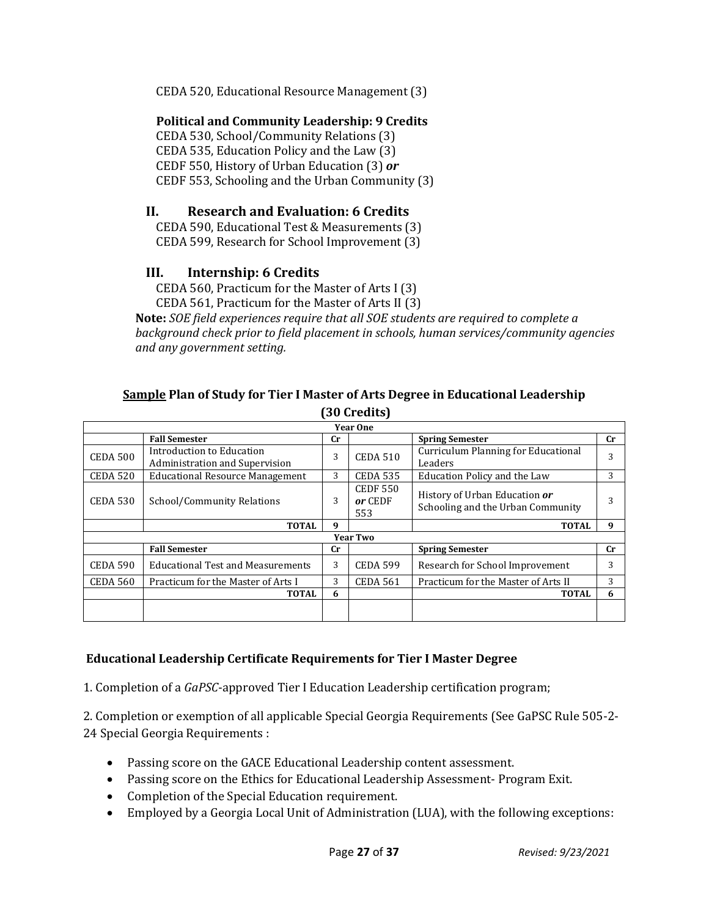CEDA 520, Educational Resource Management (3)

**Political and Community Leadership: 9 Credits**
CEDA 530, School/Community Relations (3)
CEDA 535, Education Policy and the Law (3)
CEDF 550, History of Urban Education (3) ***or***
CEDF 553, Schooling and the Urban Community (3)

## II. Research and Evaluation: 6 Credits

CEDA 590, Educational Test & Measurements (3)
CEDA 599, Research for School Improvement (3)

## III. Internship: 6 Credits

CEDA 560, Practicum for the Master of Arts I (3)
CEDA 561, Practicum for the Master of Arts II (3)

**Note:** *SOE field experiences require that all SOE students are required to complete a background check prior to field placement in schools, human services/community agencies and any government setting.*

### <u>Sample</u> Plan of Study for Tier I Master of Arts Degree in Educational Leadership (30 Credits)

| Year One | | | | | |
|---|---|---|---|---|---|
| | **Fall Semester** | **Cr** | | **Spring Semester** | **Cr** |
| CEDA 500 | Introduction to Education Administration and Supervision | 3 | CEDA 510 | Curriculum Planning for Educational Leaders | 3 |
| CEDA 520 | Educational Resource Management | 3 | CEDA 535 | Education Policy and the Law | 3 |
| CEDA 530 | School/Community Relations | 3 | CEDF 550 ***or*** CEDF 553 | History of Urban Education ***or*** Schooling and the Urban Community | 3 |
| | **TOTAL** | **9** | | **TOTAL** | **9** |
| **Year Two** | | | | | |
| | **Fall Semester** | **Cr** | | **Spring Semester** | **Cr** |
| CEDA 590 | Educational Test and Measurements | 3 | CEDA 599 | Research for School Improvement | 3 |
| CEDA 560 | Practicum for the Master of Arts I | 3 | CEDA 561 | Practicum for the Master of Arts II | 3 |
| | **TOTAL** | **6** | | **TOTAL** | **6** |
| | | | | | |

### Educational Leadership Certificate Requirements for Tier I Master Degree

1. Completion of a *GaPSC*-approved Tier I Education Leadership certification program;

2. Completion or exemption of all applicable Special Georgia Requirements (See GaPSC Rule 505-2-24 Special Georgia Requirements :

- Passing score on the GACE Educational Leadership content assessment.
- Passing score on the Ethics for Educational Leadership Assessment- Program Exit.
- Completion of the Special Education requirement.
- Employed by a Georgia Local Unit of Administration (LUA), with the following exceptions: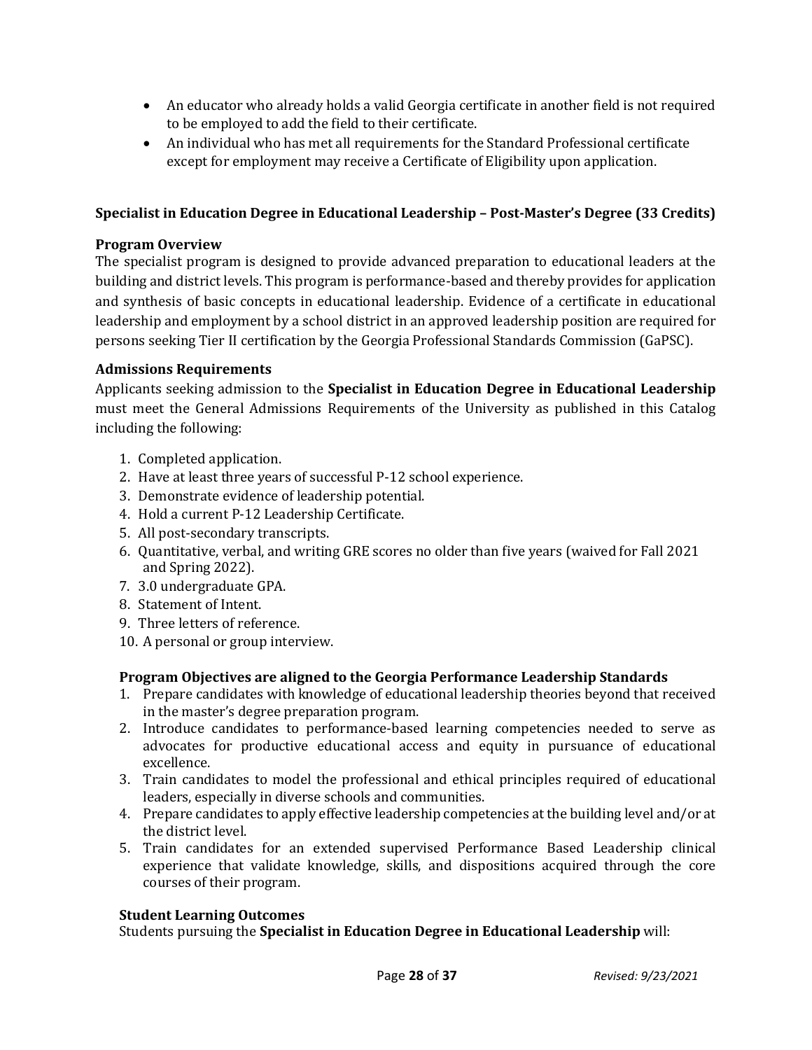- An educator who already holds a valid Georgia certificate in another field is not required to be employed to add the field to their certificate.
- An individual who has met all requirements for the Standard Professional certificate except for employment may receive a Certificate of Eligibility upon application.

## Specialist in Education Degree in Educational Leadership – Post-Master's Degree (33 Credits)

### Program Overview

The specialist program is designed to provide advanced preparation to educational leaders at the building and district levels. This program is performance-based and thereby provides for application and synthesis of basic concepts in educational leadership. Evidence of a certificate in educational leadership and employment by a school district in an approved leadership position are required for persons seeking Tier II certification by the Georgia Professional Standards Commission (GaPSC).

### Admissions Requirements

Applicants seeking admission to the **Specialist in Education Degree in Educational Leadership** must meet the General Admissions Requirements of the University as published in this Catalog including the following:

1. Completed application.
2. Have at least three years of successful P-12 school experience.
3. Demonstrate evidence of leadership potential.
4. Hold a current P-12 Leadership Certificate.
5. All post-secondary transcripts.
6. Quantitative, verbal, and writing GRE scores no older than five years (waived for Fall 2021 and Spring 2022).
7. 3.0 undergraduate GPA.
8. Statement of Intent.
9. Three letters of reference.
10. A personal or group interview.

### Program Objectives are aligned to the Georgia Performance Leadership Standards

1. Prepare candidates with knowledge of educational leadership theories beyond that received in the master's degree preparation program.
2. Introduce candidates to performance-based learning competencies needed to serve as advocates for productive educational access and equity in pursuance of educational excellence.
3. Train candidates to model the professional and ethical principles required of educational leaders, especially in diverse schools and communities.
4. Prepare candidates to apply effective leadership competencies at the building level and/or at the district level.
5. Train candidates for an extended supervised Performance Based Leadership clinical experience that validate knowledge, skills, and dispositions acquired through the core courses of their program.

### Student Learning Outcomes

Students pursuing the **Specialist in Education Degree in Educational Leadership** will: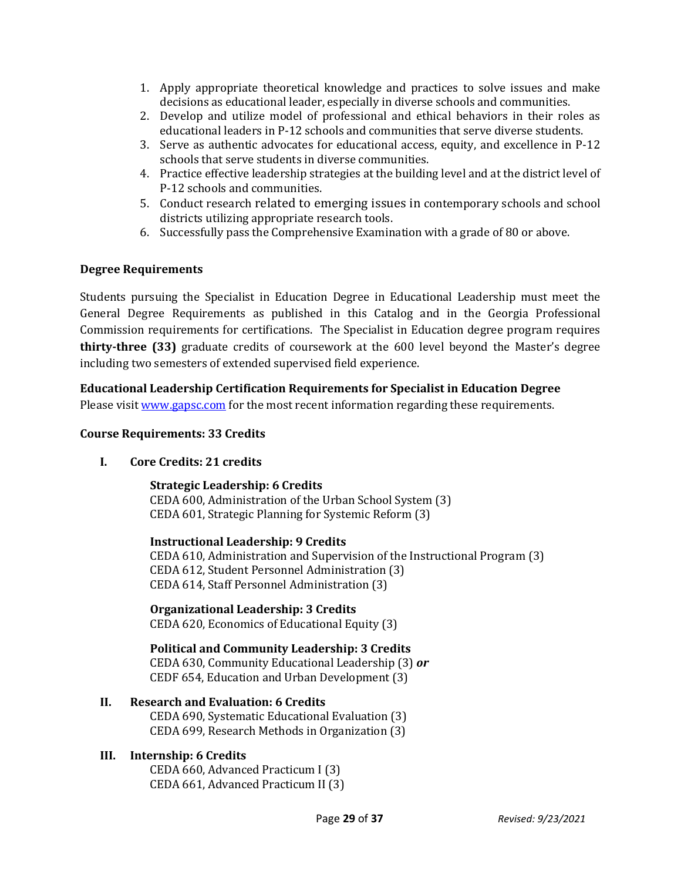1. Apply appropriate theoretical knowledge and practices to solve issues and make decisions as educational leader, especially in diverse schools and communities.
2. Develop and utilize model of professional and ethical behaviors in their roles as educational leaders in P-12 schools and communities that serve diverse students.
3. Serve as authentic advocates for educational access, equity, and excellence in P-12 schools that serve students in diverse communities.
4. Practice effective leadership strategies at the building level and at the district level of P-12 schools and communities.
5. Conduct research related to emerging issues in contemporary schools and school districts utilizing appropriate research tools.
6. Successfully pass the Comprehensive Examination with a grade of 80 or above.

### Degree Requirements

Students pursuing the Specialist in Education Degree in Educational Leadership must meet the General Degree Requirements as published in this Catalog and in the Georgia Professional Commission requirements for certifications. The Specialist in Education degree program requires **thirty-three (33)** graduate credits of coursework at the 600 level beyond the Master's degree including two semesters of extended supervised field experience.

**Educational Leadership Certification Requirements for Specialist in Education Degree**
Please visit [www.gapsc.com](www.gapsc.com) for the most recent information regarding these requirements.

### Course Requirements: 33 Credits

**I. Core Credits: 21 credits**

**Strategic Leadership: 6 Credits**
CEDA 600, Administration of the Urban School System (3)
CEDA 601, Strategic Planning for Systemic Reform (3)

**Instructional Leadership: 9 Credits**
CEDA 610, Administration and Supervision of the Instructional Program (3)
CEDA 612, Student Personnel Administration (3)
CEDA 614, Staff Personnel Administration (3)

**Organizational Leadership: 3 Credits**
CEDA 620, Economics of Educational Equity (3)

**Political and Community Leadership: 3 Credits**
CEDA 630, Community Educational Leadership (3) ***or***
CEDF 654, Education and Urban Development (3)

**II. Research and Evaluation: 6 Credits**
CEDA 690, Systematic Educational Evaluation (3)
CEDA 699, Research Methods in Organization (3)

**III. Internship: 6 Credits**
CEDA 660, Advanced Practicum I (3)
CEDA 661, Advanced Practicum II (3)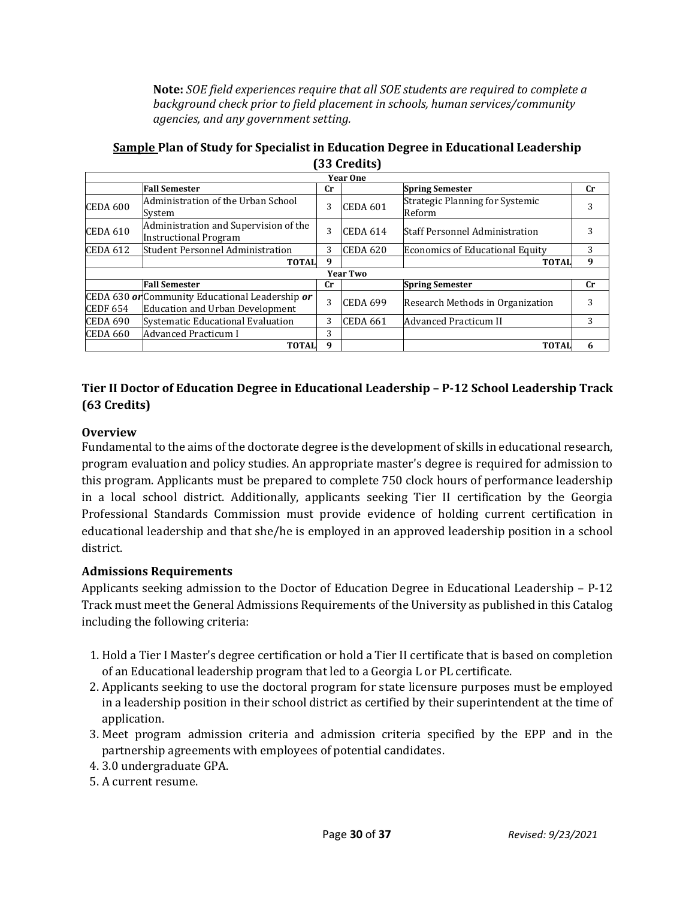**Note:** *SOE field experiences require that all SOE students are required to complete a background check prior to field placement in schools, human services/community agencies, and any government setting.*

### <u>Sample</u> Plan of Study for Specialist in Education Degree in Educational Leadership (33 Credits)

| | | | | | |
|---|---|---|---|---|---|
| **Year One** | | | | | |
| | **Fall Semester** | **Cr** | | **Spring Semester** | **Cr** |
| CEDA 600 | Administration of the Urban School System | 3 | CEDA 601 | Strategic Planning for Systemic Reform | 3 |
| CEDA 610 | Administration and Supervision of the Instructional Program | 3 | CEDA 614 | Staff Personnel Administration | 3 |
| CEDA 612 | Student Personnel Administration | 3 | CEDA 620 | Economics of Educational Equity | 3 |
| | **TOTAL** | **9** | | **TOTAL** | **9** |
| **Year Two** | | | | | |
| | **Fall Semester** | **Cr** | | **Spring Semester** | **Cr** |
| CEDA 630 ***or*** CEDF 654 | Community Educational Leadership ***or*** Education and Urban Development | 3 | CEDA 699 | Research Methods in Organization | 3 |
| CEDA 690 | Systematic Educational Evaluation | 3 | CEDA 661 | Advanced Practicum II | 3 |
| CEDA 660 | Advanced Practicum I | 3 | | | |
| | **TOTAL** | **9** | | **TOTAL** | **6** |

## Tier II Doctor of Education Degree in Educational Leadership – P-12 School Leadership Track (63 Credits)

### Overview

Fundamental to the aims of the doctorate degree is the development of skills in educational research, program evaluation and policy studies. An appropriate master's degree is required for admission to this program. Applicants must be prepared to complete 750 clock hours of performance leadership in a local school district. Additionally, applicants seeking Tier II certification by the Georgia Professional Standards Commission must provide evidence of holding current certification in educational leadership and that she/he is employed in an approved leadership position in a school district.

### Admissions Requirements

Applicants seeking admission to the Doctor of Education Degree in Educational Leadership – P-12 Track must meet the General Admissions Requirements of the University as published in this Catalog including the following criteria:

1. Hold a Tier I Master's degree certification or hold a Tier II certificate that is based on completion of an Educational leadership program that led to a Georgia L or PL certificate.
2. Applicants seeking to use the doctoral program for state licensure purposes must be employed in a leadership position in their school district as certified by their superintendent at the time of application.
3. Meet program admission criteria and admission criteria specified by the EPP and in the partnership agreements with employees of potential candidates.
4. 3.0 undergraduate GPA.
5. A current resume.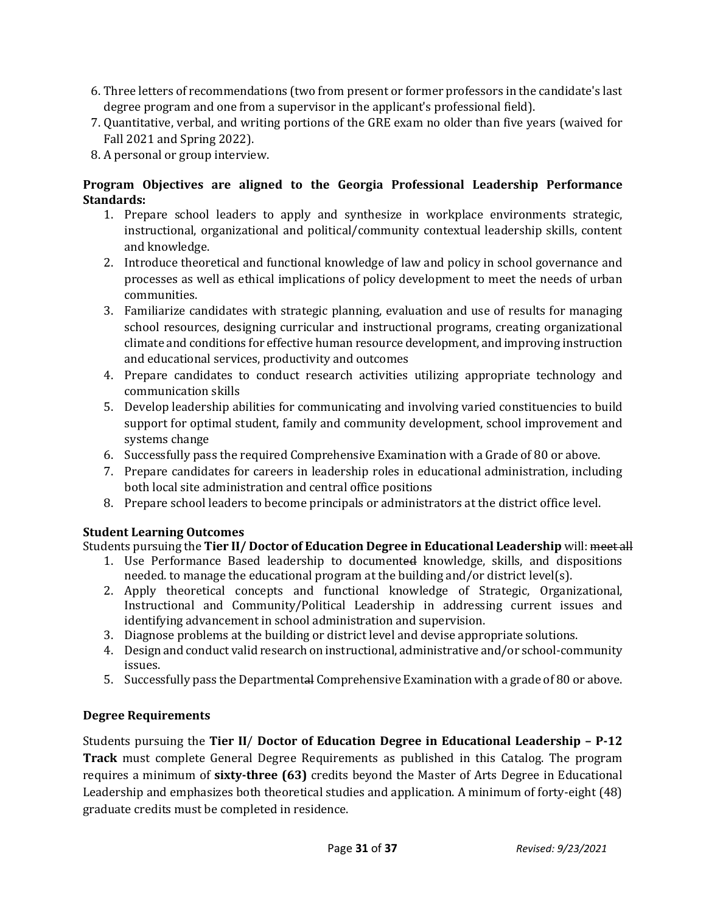6. Three letters of recommendations (two from present or former professors in the candidate's last degree program and one from a supervisor in the applicant's professional field).
7. Quantitative, verbal, and writing portions of the GRE exam no older than five years (waived for Fall 2021 and Spring 2022).
8. A personal or group interview.

**Program Objectives are aligned to the Georgia Professional Leadership Performance Standards:**

1. Prepare school leaders to apply and synthesize in workplace environments strategic, instructional, organizational and political/community contextual leadership skills, content and knowledge.
2. Introduce theoretical and functional knowledge of law and policy in school governance and processes as well as ethical implications of policy development to meet the needs of urban communities.
3. Familiarize candidates with strategic planning, evaluation and use of results for managing school resources, designing curricular and instructional programs, creating organizational climate and conditions for effective human resource development, and improving instruction and educational services, productivity and outcomes
4. Prepare candidates to conduct research activities utilizing appropriate technology and communication skills
5. Develop leadership abilities for communicating and involving varied constituencies to build support for optimal student, family and community development, school improvement and systems change
6. Successfully pass the required Comprehensive Examination with a Grade of 80 or above.
7. Prepare candidates for careers in leadership roles in educational administration, including both local site administration and central office positions
8. Prepare school leaders to become principals or administrators at the district office level.

**Student Learning Outcomes**

Students pursuing the **Tier II/ Doctor of Education Degree in Educational Leadership** will: ~~meet all~~

1. Use Performance Based leadership to document~~ed~~ knowledge, skills, and dispositions needed. to manage the educational program at the building and/or district level(s).
2. Apply theoretical concepts and functional knowledge of Strategic, Organizational, Instructional and Community/Political Leadership in addressing current issues and identifying advancement in school administration and supervision.
3. Diagnose problems at the building or district level and devise appropriate solutions.
4. Design and conduct valid research on instructional, administrative and/or school-community issues.
5. Successfully pass the Department~~al~~ Comprehensive Examination with a grade of 80 or above.

**Degree Requirements**

Students pursuing the **Tier II/ Doctor of Education Degree in Educational Leadership – P-12 Track** must complete General Degree Requirements as published in this Catalog. The program requires a minimum of **sixty-three (63)** credits beyond the Master of Arts Degree in Educational Leadership and emphasizes both theoretical studies and application. A minimum of forty-eight (48) graduate credits must be completed in residence.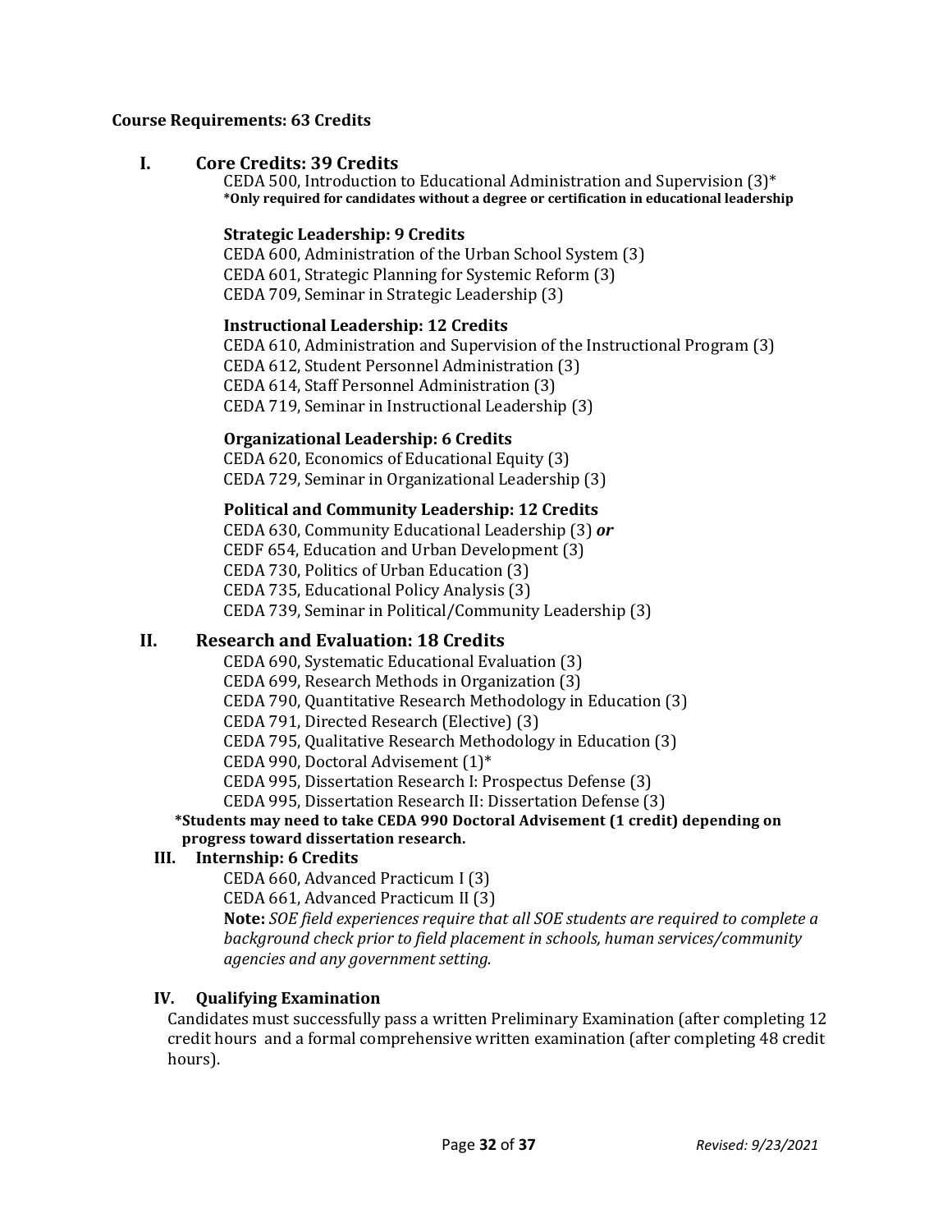**Course Requirements: 63 Credits**

## I. Core Credits: 39 Credits

CEDA 500, Introduction to Educational Administration and Supervision (3)*
**\*Only required for candidates without a degree or certification in educational leadership**

### Strategic Leadership: 9 Credits

CEDA 600, Administration of the Urban School System (3)
CEDA 601, Strategic Planning for Systemic Reform (3)
CEDA 709, Seminar in Strategic Leadership (3)

### Instructional Leadership: 12 Credits

CEDA 610, Administration and Supervision of the Instructional Program (3)
CEDA 612, Student Personnel Administration (3)
CEDA 614, Staff Personnel Administration (3)
CEDA 719, Seminar in Instructional Leadership (3)

### Organizational Leadership: 6 Credits

CEDA 620, Economics of Educational Equity (3)
CEDA 729, Seminar in Organizational Leadership (3)

### Political and Community Leadership: 12 Credits

CEDA 630, Community Educational Leadership (3) ***or***
CEDF 654, Education and Urban Development (3)
CEDA 730, Politics of Urban Education (3)
CEDA 735, Educational Policy Analysis (3)
CEDA 739, Seminar in Political/Community Leadership (3)

## II. Research and Evaluation: 18 Credits

CEDA 690, Systematic Educational Evaluation (3)
CEDA 699, Research Methods in Organization (3)
CEDA 790, Quantitative Research Methodology in Education (3)
CEDA 791, Directed Research (Elective) (3)
CEDA 795, Qualitative Research Methodology in Education (3)
CEDA 990, Doctoral Advisement (1)*
CEDA 995, Dissertation Research I: Prospectus Defense (3)
CEDA 995, Dissertation Research II: Dissertation Defense (3)

**\*Students may need to take CEDA 990 Doctoral Advisement (1 credit) depending on progress toward dissertation research.**

## III. Internship: 6 Credits

CEDA 660, Advanced Practicum I (3)
CEDA 661, Advanced Practicum II (3)

**Note:** *SOE field experiences require that all SOE students are required to complete a background check prior to field placement in schools, human services/community agencies and any government setting.*

## IV. Qualifying Examination

Candidates must successfully pass a written Preliminary Examination (after completing 12 credit hours and a formal comprehensive written examination (after completing 48 credit hours).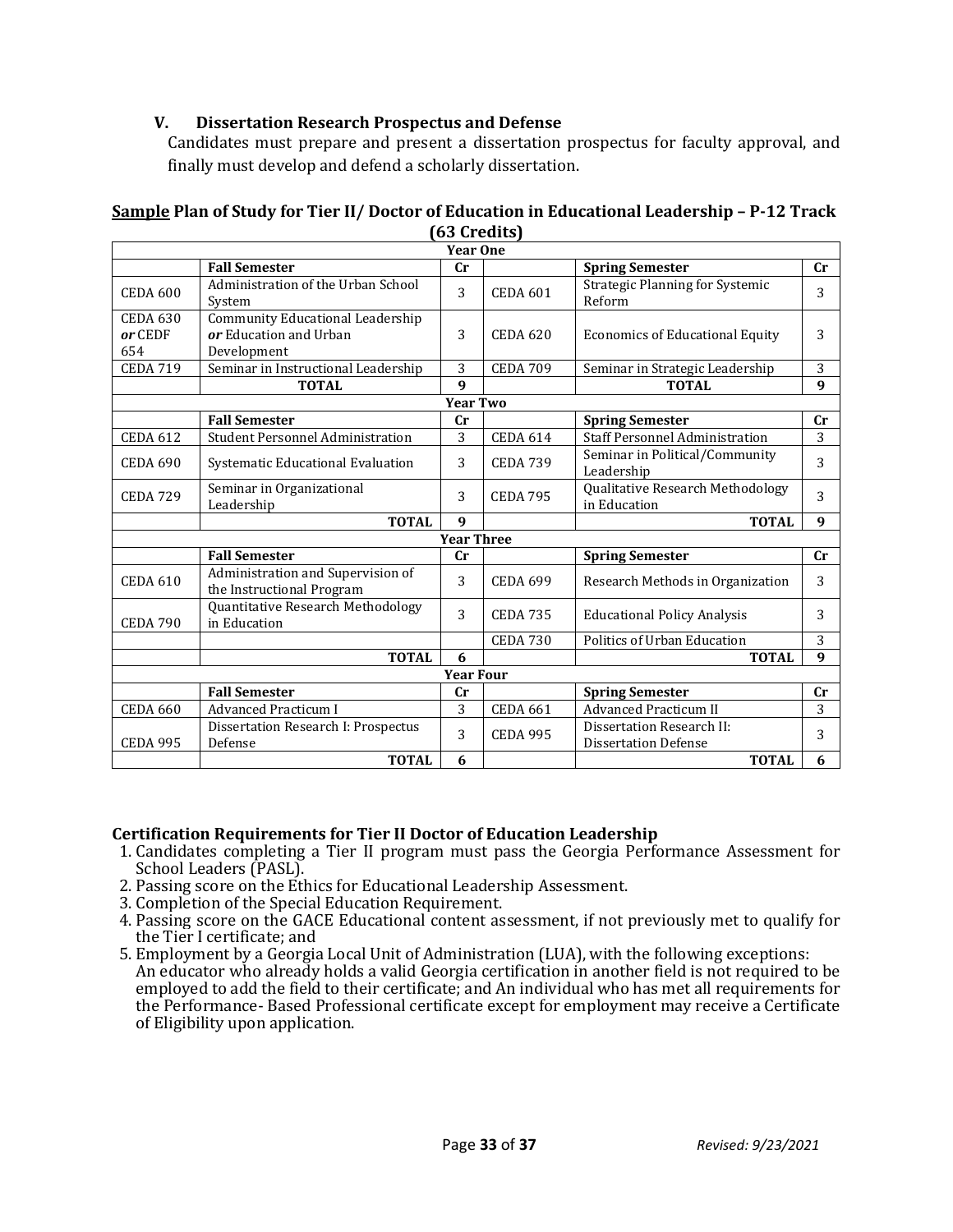### V. Dissertation Research Prospectus and Defense

Candidates must prepare and present a dissertation prospectus for faculty approval, and finally must develop and defend a scholarly dissertation.

**<u>Sample</u> Plan of Study for Tier II/ Doctor of Education in Educational Leadership – P-12 Track (63 Credits)**

| | | | | | |
|---|---|---|---|---|---|
| **Year One** | | | | | |
| | **Fall Semester** | **Cr** | | **Spring Semester** | **Cr** |
| CEDA 600 | Administration of the Urban School System | 3 | CEDA 601 | Strategic Planning for Systemic Reform | 3 |
| CEDA 630 ***or*** CEDF 654 | Community Educational Leadership ***or*** Education and Urban Development | 3 | CEDA 620 | Economics of Educational Equity | 3 |
| CEDA 719 | Seminar in Instructional Leadership | 3 | CEDA 709 | Seminar in Strategic Leadership | 3 |
| | **TOTAL** | **9** | | **TOTAL** | **9** |
| **Year Two** | | | | | |
| | **Fall Semester** | **Cr** | | **Spring Semester** | **Cr** |
| CEDA 612 | Student Personnel Administration | 3 | CEDA 614 | Staff Personnel Administration | 3 |
| CEDA 690 | Systematic Educational Evaluation | 3 | CEDA 739 | Seminar in Political/Community Leadership | 3 |
| CEDA 729 | Seminar in Organizational Leadership | 3 | CEDA 795 | Qualitative Research Methodology in Education | 3 |
| | **TOTAL** | **9** | | **TOTAL** | **9** |
| **Year Three** | | | | | |
| | **Fall Semester** | **Cr** | | **Spring Semester** | **Cr** |
| CEDA 610 | Administration and Supervision of the Instructional Program | 3 | CEDA 699 | Research Methods in Organization | 3 |
| CEDA 790 | Quantitative Research Methodology in Education | 3 | CEDA 735 | Educational Policy Analysis | 3 |
| | | | CEDA 730 | Politics of Urban Education | 3 |
| | **TOTAL** | **6** | | **TOTAL** | **9** |
| **Year Four** | | | | | |
| | **Fall Semester** | **Cr** | | **Spring Semester** | **Cr** |
| CEDA 660 | Advanced Practicum I | 3 | CEDA 661 | Advanced Practicum II | 3 |
| CEDA 995 | Dissertation Research I: Prospectus Defense | 3 | CEDA 995 | Dissertation Research II: Dissertation Defense | 3 |
| | **TOTAL** | **6** | | **TOTAL** | **6** |

**Certification Requirements for Tier II Doctor of Education Leadership**

1. Candidates completing a Tier II program must pass the Georgia Performance Assessment for School Leaders (PASL).
2. Passing score on the Ethics for Educational Leadership Assessment.
3. Completion of the Special Education Requirement.
4. Passing score on the GACE Educational content assessment, if not previously met to qualify for the Tier I certificate; and
5. Employment by a Georgia Local Unit of Administration (LUA), with the following exceptions: An educator who already holds a valid Georgia certification in another field is not required to be employed to add the field to their certificate; and An individual who has met all requirements for the Performance- Based Professional certificate except for employment may receive a Certificate of Eligibility upon application.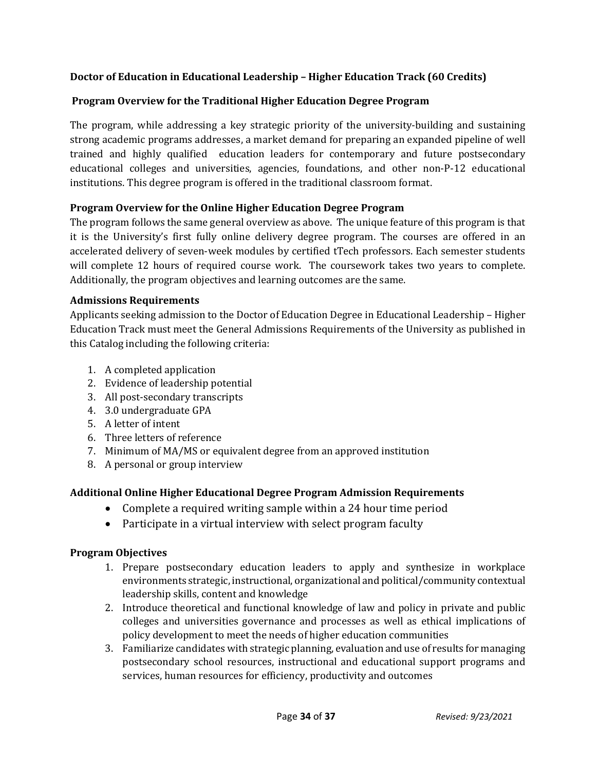### Doctor of Education in Educational Leadership – Higher Education Track (60 Credits)

#### Program Overview for the Traditional Higher Education Degree Program

The program, while addressing a key strategic priority of the university-building and sustaining strong academic programs addresses, a market demand for preparing an expanded pipeline of well trained and highly qualified education leaders for contemporary and future postsecondary educational colleges and universities, agencies, foundations, and other non-P-12 educational institutions. This degree program is offered in the traditional classroom format.

#### Program Overview for the Online Higher Education Degree Program

The program follows the same general overview as above. The unique feature of this program is that it is the University's first fully online delivery degree program. The courses are offered in an accelerated delivery of seven-week modules by certified tTech professors. Each semester students will complete 12 hours of required course work. The coursework takes two years to complete. Additionally, the program objectives and learning outcomes are the same.

#### Admissions Requirements

Applicants seeking admission to the Doctor of Education Degree in Educational Leadership – Higher Education Track must meet the General Admissions Requirements of the University as published in this Catalog including the following criteria:

1. A completed application
2. Evidence of leadership potential
3. All post-secondary transcripts
4. 3.0 undergraduate GPA
5. A letter of intent
6. Three letters of reference
7. Minimum of MA/MS or equivalent degree from an approved institution
8. A personal or group interview

#### Additional Online Higher Educational Degree Program Admission Requirements

- Complete a required writing sample within a 24 hour time period
- Participate in a virtual interview with select program faculty

#### Program Objectives

1. Prepare postsecondary education leaders to apply and synthesize in workplace environments strategic, instructional, organizational and political/community contextual leadership skills, content and knowledge
2. Introduce theoretical and functional knowledge of law and policy in private and public colleges and universities governance and processes as well as ethical implications of policy development to meet the needs of higher education communities
3. Familiarize candidates with strategic planning, evaluation and use of results for managing postsecondary school resources, instructional and educational support programs and services, human resources for efficiency, productivity and outcomes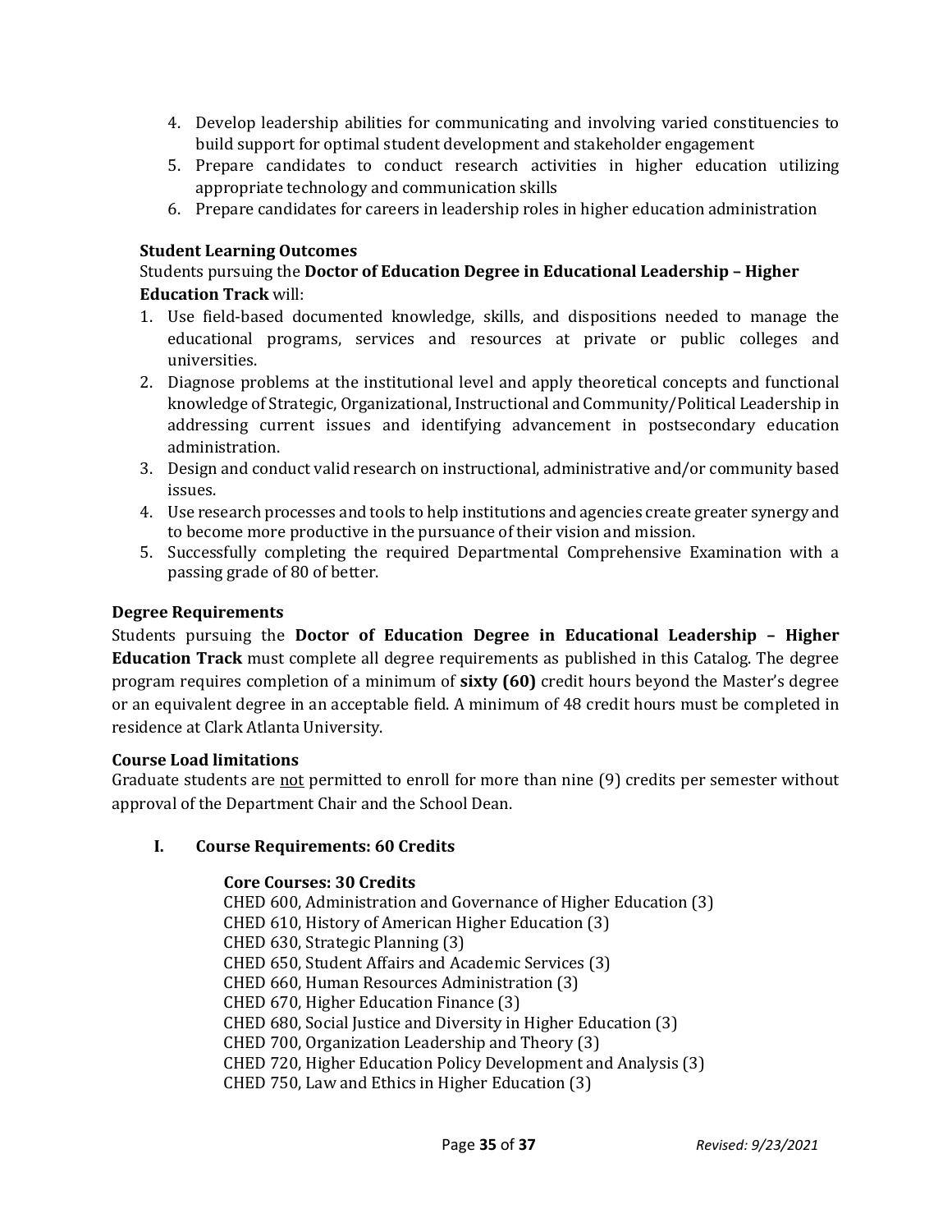4. Develop leadership abilities for communicating and involving varied constituencies to build support for optimal student development and stakeholder engagement
5. Prepare candidates to conduct research activities in higher education utilizing appropriate technology and communication skills
6. Prepare candidates for careers in leadership roles in higher education administration

**Student Learning Outcomes**

Students pursuing the **Doctor of Education Degree in Educational Leadership – Higher Education Track** will:

1. Use field-based documented knowledge, skills, and dispositions needed to manage the educational programs, services and resources at private or public colleges and universities.
2. Diagnose problems at the institutional level and apply theoretical concepts and functional knowledge of Strategic, Organizational, Instructional and Community/Political Leadership in addressing current issues and identifying advancement in postsecondary education administration.
3. Design and conduct valid research on instructional, administrative and/or community based issues.
4. Use research processes and tools to help institutions and agencies create greater synergy and to become more productive in the pursuance of their vision and mission.
5. Successfully completing the required Departmental Comprehensive Examination with a passing grade of 80 of better.

**Degree Requirements**

Students pursuing the **Doctor of Education Degree in Educational Leadership – Higher Education Track** must complete all degree requirements as published in this Catalog. The degree program requires completion of a minimum of **sixty (60)** credit hours beyond the Master's degree or an equivalent degree in an acceptable field. A minimum of 48 credit hours must be completed in residence at Clark Atlanta University.

**Course Load limitations**

Graduate students are not permitted to enroll for more than nine (9) credits per semester without approval of the Department Chair and the School Dean.

**I. Course Requirements: 60 Credits**

**Core Courses: 30 Credits**

CHED 600, Administration and Governance of Higher Education (3)
CHED 610, History of American Higher Education (3)
CHED 630, Strategic Planning (3)
CHED 650, Student Affairs and Academic Services (3)
CHED 660, Human Resources Administration (3)
CHED 670, Higher Education Finance (3)
CHED 680, Social Justice and Diversity in Higher Education (3)
CHED 700, Organization Leadership and Theory (3)
CHED 720, Higher Education Policy Development and Analysis (3)
CHED 750, Law and Ethics in Higher Education (3)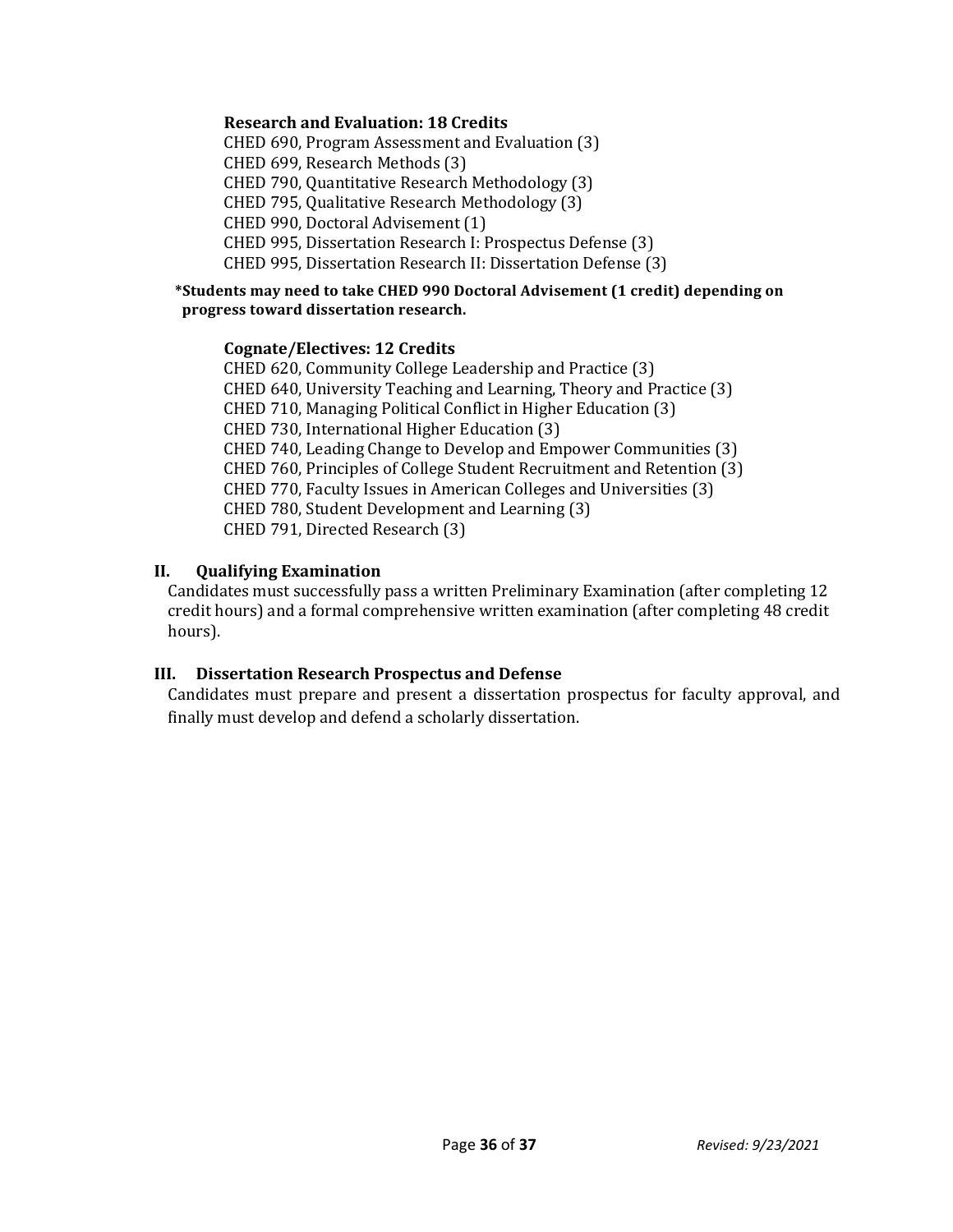**Research and Evaluation: 18 Credits**

CHED 690, Program Assessment and Evaluation (3)
CHED 699, Research Methods (3)
CHED 790, Quantitative Research Methodology (3)
CHED 795, Qualitative Research Methodology (3)
CHED 990, Doctoral Advisement (1)
CHED 995, Dissertation Research I: Prospectus Defense (3)
CHED 995, Dissertation Research II: Dissertation Defense (3)

**\*Students may need to take CHED 990 Doctoral Advisement (1 credit) depending on progress toward dissertation research.**

**Cognate/Electives: 12 Credits**

CHED 620, Community College Leadership and Practice (3)
CHED 640, University Teaching and Learning, Theory and Practice (3)
CHED 710, Managing Political Conflict in Higher Education (3)
CHED 730, International Higher Education (3)
CHED 740, Leading Change to Develop and Empower Communities (3)
CHED 760, Principles of College Student Recruitment and Retention (3)
CHED 770, Faculty Issues in American Colleges and Universities (3)
CHED 780, Student Development and Learning (3)
CHED 791, Directed Research (3)

## II. Qualifying Examination

Candidates must successfully pass a written Preliminary Examination (after completing 12 credit hours) and a formal comprehensive written examination (after completing 48 credit hours).

## III. Dissertation Research Prospectus and Defense

Candidates must prepare and present a dissertation prospectus for faculty approval, and finally must develop and defend a scholarly dissertation.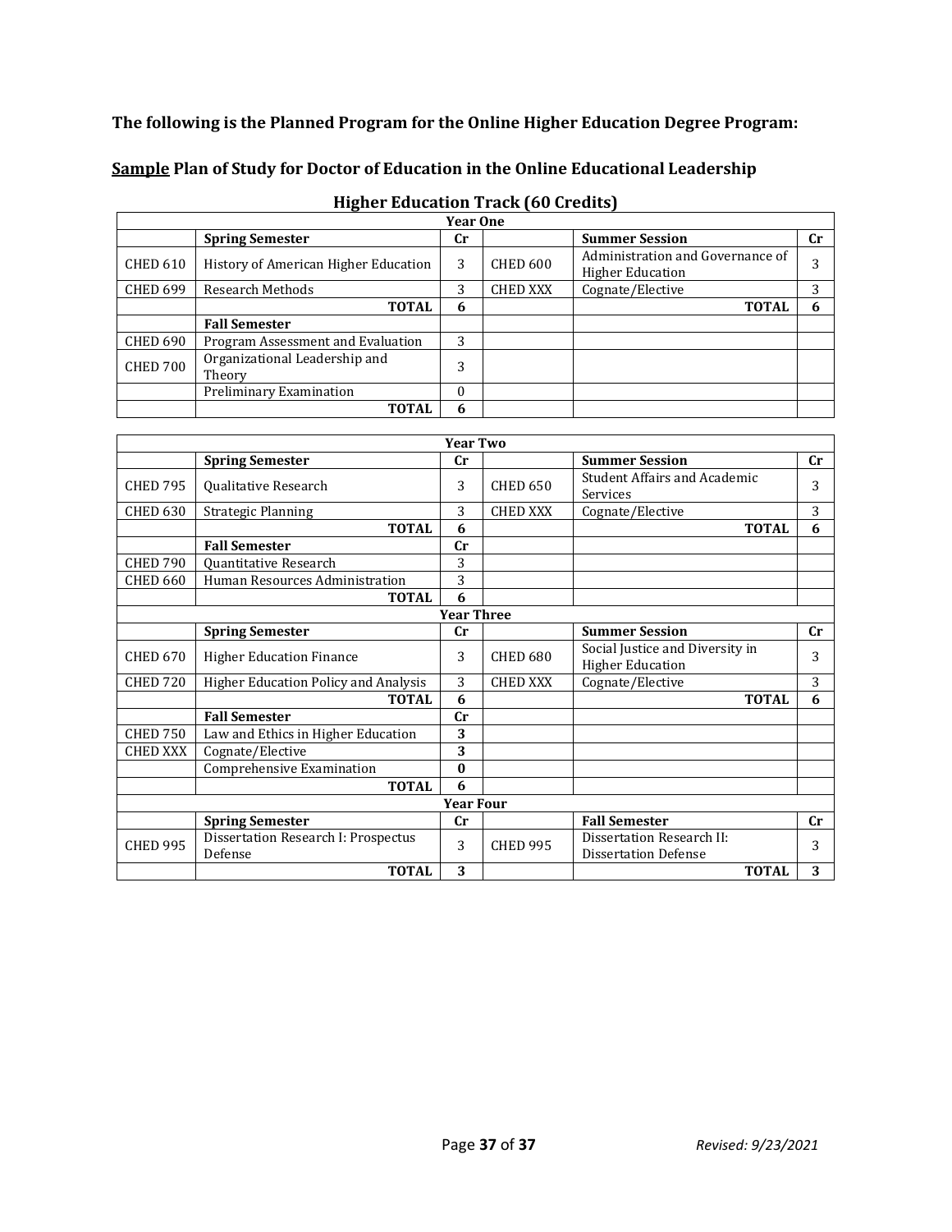**The following is the Planned Program for the Online Higher Education Degree Program:**

**<u>Sample</u> Plan of Study for Doctor of Education in the Online Educational Leadership**

**Higher Education Track (60 Credits)**

| | | | | | |
|---|---|---|---|---|---|
| | | **Year One** | | | |
| | **Spring Semester** | **Cr** | | **Summer Session** | **Cr** |
| CHED 610 | History of American Higher Education | 3 | CHED 600 | Administration and Governance of Higher Education | 3 |
| CHED 699 | Research Methods | 3 | CHED XXX | Cognate/Elective | 3 |
| | **TOTAL** | **6** | | **TOTAL** | **6** |
| | **Fall Semester** | | | | |
| CHED 690 | Program Assessment and Evaluation | 3 | | | |
| CHED 700 | Organizational Leadership and Theory | 3 | | | |
| | Preliminary Examination | 0 | | | |
| | **TOTAL** | **6** | | | |

| | | | | | |
|---|---|---|---|---|---|
| | | **Year Two** | | | |
| | **Spring Semester** | **Cr** | | **Summer Session** | **Cr** |
| CHED 795 | Qualitative Research | 3 | CHED 650 | Student Affairs and Academic Services | 3 |
| CHED 630 | Strategic Planning | 3 | CHED XXX | Cognate/Elective | 3 |
| | **TOTAL** | **6** | | **TOTAL** | **6** |
| | **Fall Semester** | **Cr** | | | |
| CHED 790 | Quantitative Research | 3 | | | |
| CHED 660 | Human Resources Administration | 3 | | | |
| | **TOTAL** | **6** | | | |
| | | **Year Three** | | | |
| | **Spring Semester** | **Cr** | | **Summer Session** | **Cr** |
| CHED 670 | Higher Education Finance | 3 | CHED 680 | Social Justice and Diversity in Higher Education | 3 |
| CHED 720 | Higher Education Policy and Analysis | 3 | CHED XXX | Cognate/Elective | 3 |
| | **TOTAL** | **6** | | **TOTAL** | **6** |
| | **Fall Semester** | **Cr** | | | |
| CHED 750 | Law and Ethics in Higher Education | **3** | | | |
| CHED XXX | Cognate/Elective | **3** | | | |
| | Comprehensive Examination | **0** | | | |
| | **TOTAL** | **6** | | | |
| | | **Year Four** | | | |
| | **Spring Semester** | **Cr** | | **Fall Semester** | **Cr** |
| CHED 995 | Dissertation Research I: Prospectus Defense | 3 | CHED 995 | Dissertation Research II: Dissertation Defense | 3 |
| | **TOTAL** | **3** | | **TOTAL** | **3** |

*Revised: 9/23/2021*